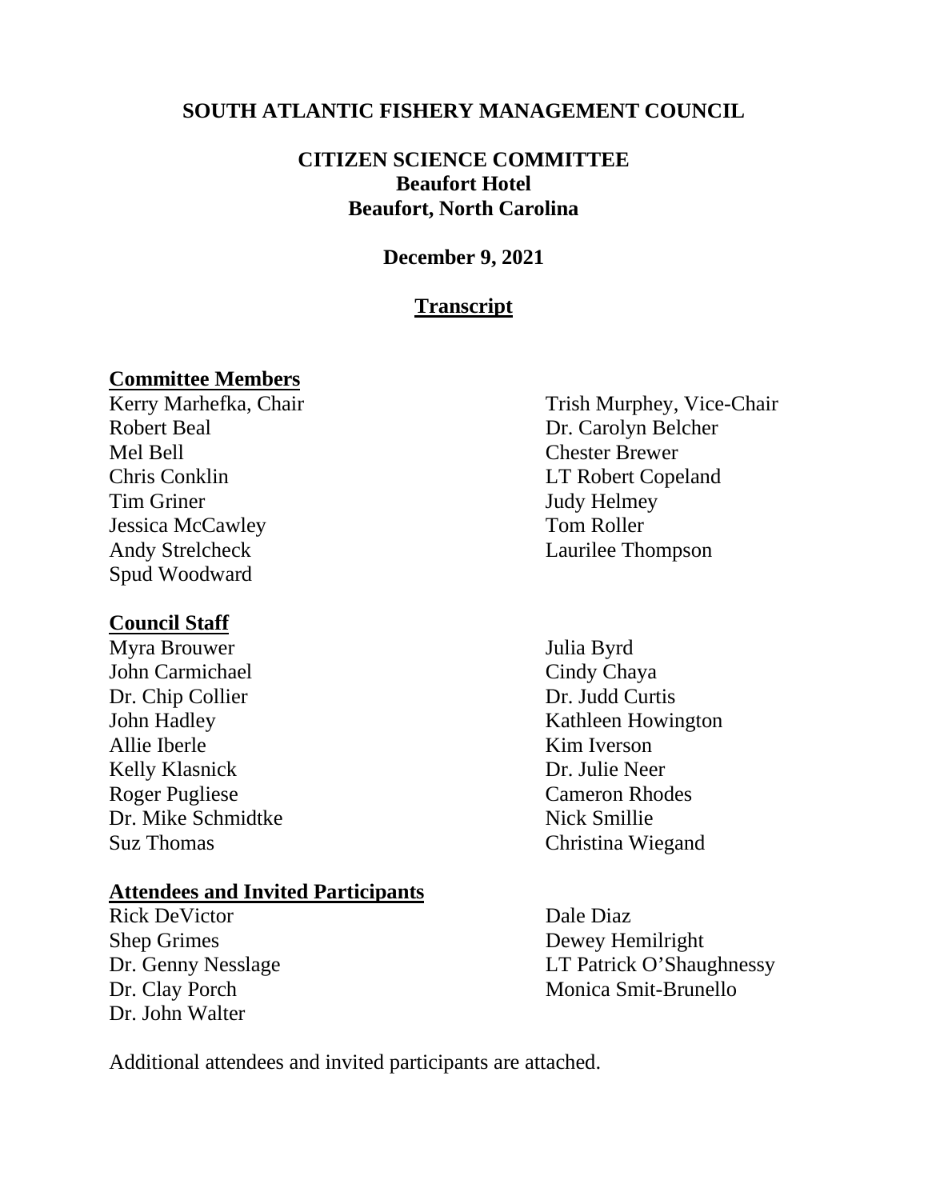**SOUTH ATLANTIC FISHERY MANAGEMENT COUNCIL**

**CITIZEN SCIENCE COMMITTEE**
**Beaufort Hotel**
**Beaufort, North Carolina**

**December 9, 2021**

**Transcript**

**Committee Members**

Kerry Marhefka, Chair
Trish Murphey, Vice-Chair
Robert Beal
Dr. Carolyn Belcher
Mel Bell
Chester Brewer
Chris Conklin
LT Robert Copeland
Tim Griner
Judy Helmey
Jessica McCawley
Tom Roller
Andy Strelcheck
Laurilee Thompson
Spud Woodward

**Council Staff**

Myra Brouwer
Julia Byrd
John Carmichael
Cindy Chaya
Dr. Chip Collier
Dr. Judd Curtis
John Hadley
Kathleen Howington
Allie Iberle
Kim Iverson
Kelly Klasnick
Dr. Julie Neer
Roger Pugliese
Cameron Rhodes
Dr. Mike Schmidtke
Nick Smillie
Suz Thomas
Christina Wiegand

**Attendees and Invited Participants**

Rick DeVictor
Dale Diaz
Shep Grimes
Dewey Hemilright
Dr. Genny Nesslage
LT Patrick O'Shaughnessy
Dr. Clay Porch
Monica Smit-Brunello
Dr. John Walter

Additional attendees and invited participants are attached.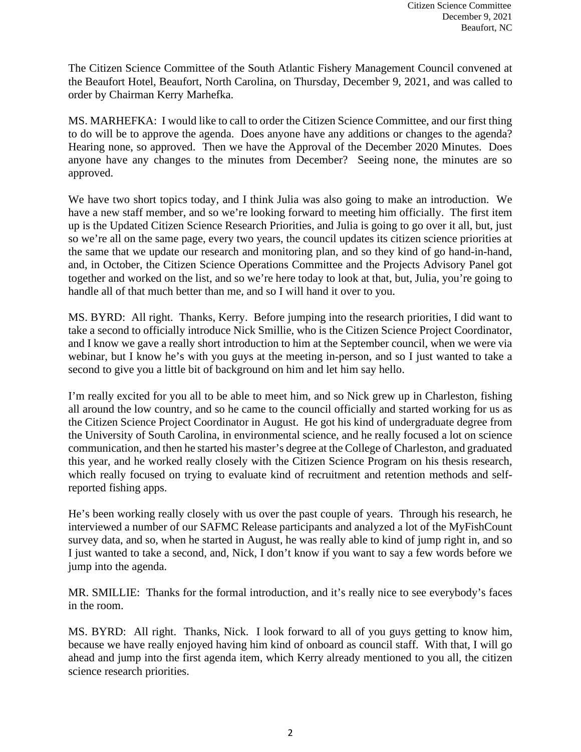The Citizen Science Committee of the South Atlantic Fishery Management Council convened at the Beaufort Hotel, Beaufort, North Carolina, on Thursday, December 9, 2021, and was called to order by Chairman Kerry Marhefka.

MS. MARHEFKA: I would like to call to order the Citizen Science Committee, and our first thing to do will be to approve the agenda. Does anyone have any additions or changes to the agenda? Hearing none, so approved. Then we have the Approval of the December 2020 Minutes. Does anyone have any changes to the minutes from December? Seeing none, the minutes are so approved.

We have two short topics today, and I think Julia was also going to make an introduction. We have a new staff member, and so we're looking forward to meeting him officially. The first item up is the Updated Citizen Science Research Priorities, and Julia is going to go over it all, but, just so we're all on the same page, every two years, the council updates its citizen science priorities at the same that we update our research and monitoring plan, and so they kind of go hand-in-hand, and, in October, the Citizen Science Operations Committee and the Projects Advisory Panel got together and worked on the list, and so we're here today to look at that, but, Julia, you're going to handle all of that much better than me, and so I will hand it over to you.

MS. BYRD: All right. Thanks, Kerry. Before jumping into the research priorities, I did want to take a second to officially introduce Nick Smillie, who is the Citizen Science Project Coordinator, and I know we gave a really short introduction to him at the September council, when we were via webinar, but I know he's with you guys at the meeting in-person, and so I just wanted to take a second to give you a little bit of background on him and let him say hello.

I'm really excited for you all to be able to meet him, and so Nick grew up in Charleston, fishing all around the low country, and so he came to the council officially and started working for us as the Citizen Science Project Coordinator in August. He got his kind of undergraduate degree from the University of South Carolina, in environmental science, and he really focused a lot on science communication, and then he started his master's degree at the College of Charleston, and graduated this year, and he worked really closely with the Citizen Science Program on his thesis research, which really focused on trying to evaluate kind of recruitment and retention methods and self-reported fishing apps.

He's been working really closely with us over the past couple of years. Through his research, he interviewed a number of our SAFMC Release participants and analyzed a lot of the MyFishCount survey data, and so, when he started in August, he was really able to kind of jump right in, and so I just wanted to take a second, and, Nick, I don't know if you want to say a few words before we jump into the agenda.

MR. SMILLIE: Thanks for the formal introduction, and it's really nice to see everybody's faces in the room.

MS. BYRD: All right. Thanks, Nick. I look forward to all of you guys getting to know him, because we have really enjoyed having him kind of onboard as council staff. With that, I will go ahead and jump into the first agenda item, which Kerry already mentioned to you all, the citizen science research priorities.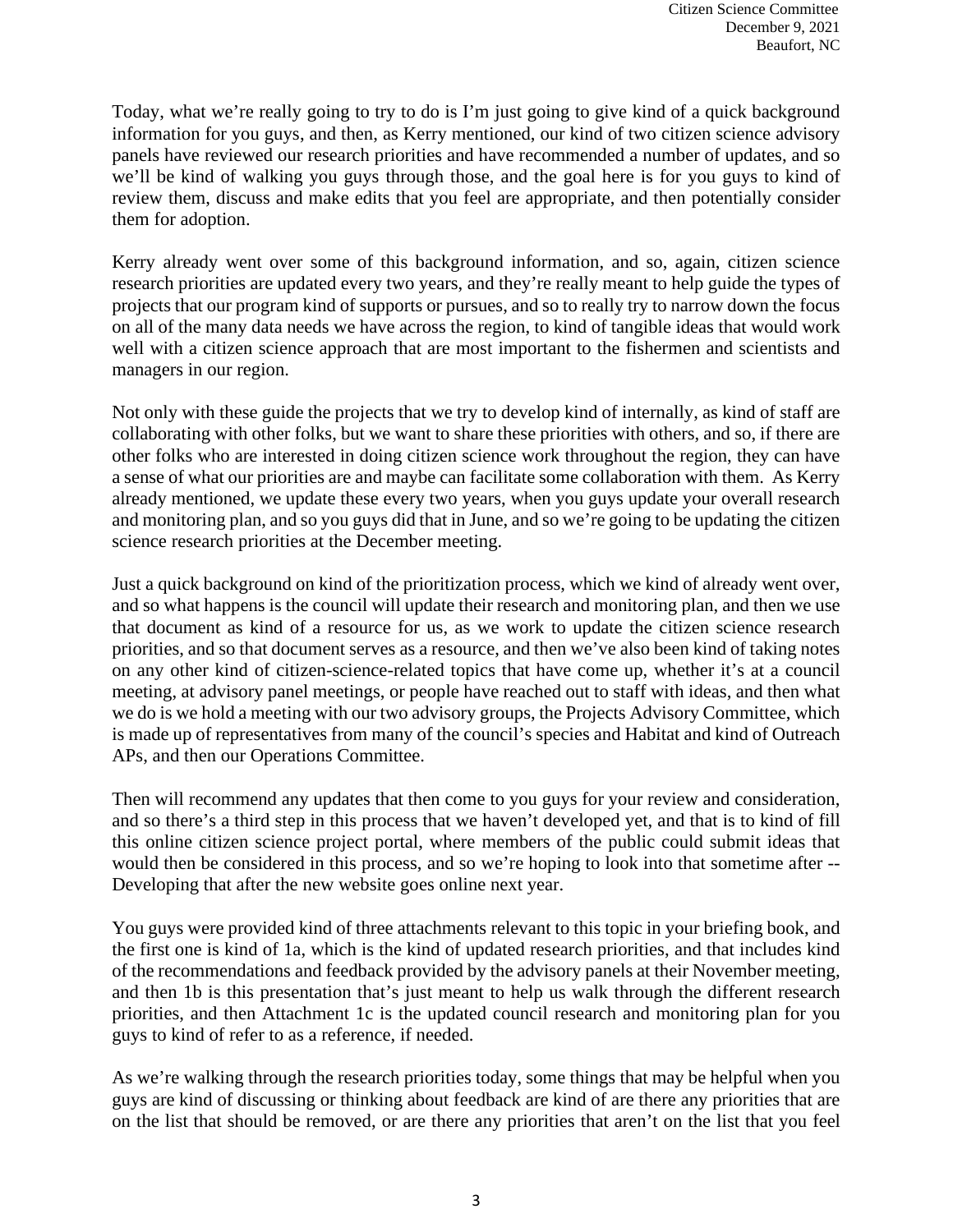Today, what we're really going to try to do is I'm just going to give kind of a quick background information for you guys, and then, as Kerry mentioned, our kind of two citizen science advisory panels have reviewed our research priorities and have recommended a number of updates, and so we'll be kind of walking you guys through those, and the goal here is for you guys to kind of review them, discuss and make edits that you feel are appropriate, and then potentially consider them for adoption.

Kerry already went over some of this background information, and so, again, citizen science research priorities are updated every two years, and they're really meant to help guide the types of projects that our program kind of supports or pursues, and so to really try to narrow down the focus on all of the many data needs we have across the region, to kind of tangible ideas that would work well with a citizen science approach that are most important to the fishermen and scientists and managers in our region.

Not only with these guide the projects that we try to develop kind of internally, as kind of staff are collaborating with other folks, but we want to share these priorities with others, and so, if there are other folks who are interested in doing citizen science work throughout the region, they can have a sense of what our priorities are and maybe can facilitate some collaboration with them. As Kerry already mentioned, we update these every two years, when you guys update your overall research and monitoring plan, and so you guys did that in June, and so we're going to be updating the citizen science research priorities at the December meeting.

Just a quick background on kind of the prioritization process, which we kind of already went over, and so what happens is the council will update their research and monitoring plan, and then we use that document as kind of a resource for us, as we work to update the citizen science research priorities, and so that document serves as a resource, and then we've also been kind of taking notes on any other kind of citizen-science-related topics that have come up, whether it's at a council meeting, at advisory panel meetings, or people have reached out to staff with ideas, and then what we do is we hold a meeting with our two advisory groups, the Projects Advisory Committee, which is made up of representatives from many of the council's species and Habitat and kind of Outreach APs, and then our Operations Committee.

Then will recommend any updates that then come to you guys for your review and consideration, and so there's a third step in this process that we haven't developed yet, and that is to kind of fill this online citizen science project portal, where members of the public could submit ideas that would then be considered in this process, and so we're hoping to look into that sometime after -- Developing that after the new website goes online next year.

You guys were provided kind of three attachments relevant to this topic in your briefing book, and the first one is kind of 1a, which is the kind of updated research priorities, and that includes kind of the recommendations and feedback provided by the advisory panels at their November meeting, and then 1b is this presentation that's just meant to help us walk through the different research priorities, and then Attachment 1c is the updated council research and monitoring plan for you guys to kind of refer to as a reference, if needed.

As we're walking through the research priorities today, some things that may be helpful when you guys are kind of discussing or thinking about feedback are kind of are there any priorities that are on the list that should be removed, or are there any priorities that aren't on the list that you feel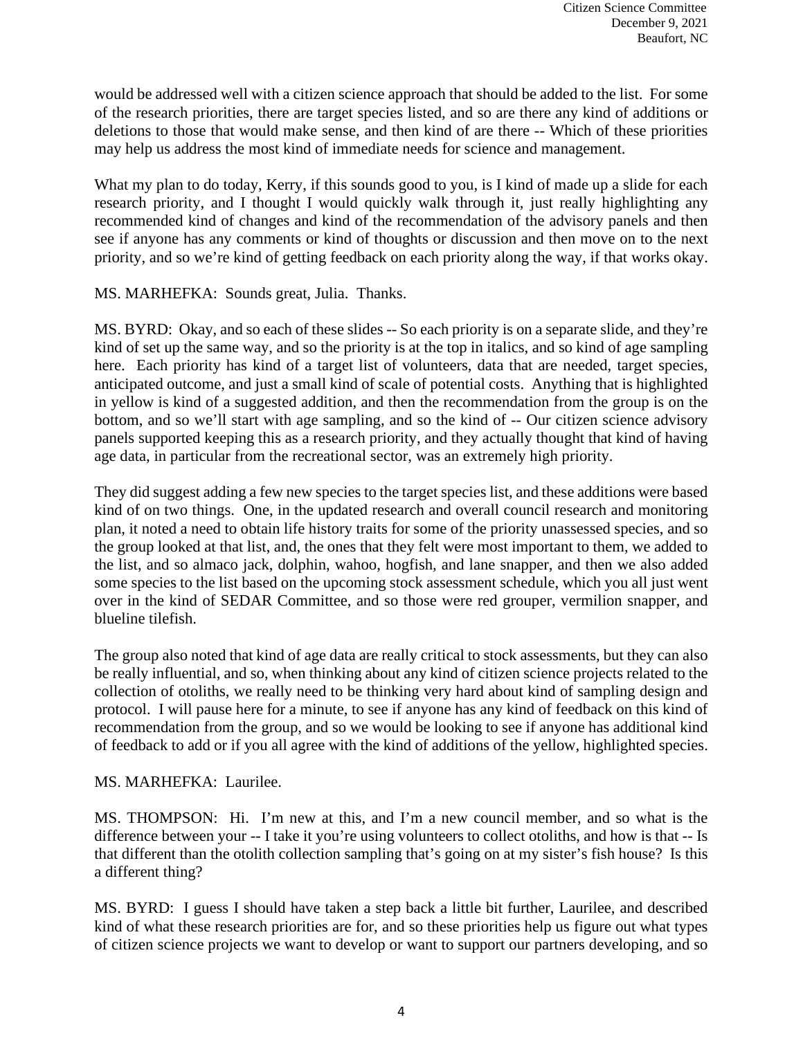would be addressed well with a citizen science approach that should be added to the list. For some of the research priorities, there are target species listed, and so are there any kind of additions or deletions to those that would make sense, and then kind of are there -- Which of these priorities may help us address the most kind of immediate needs for science and management.

What my plan to do today, Kerry, if this sounds good to you, is I kind of made up a slide for each research priority, and I thought I would quickly walk through it, just really highlighting any recommended kind of changes and kind of the recommendation of the advisory panels and then see if anyone has any comments or kind of thoughts or discussion and then move on to the next priority, and so we're kind of getting feedback on each priority along the way, if that works okay.

MS. MARHEFKA: Sounds great, Julia. Thanks.

MS. BYRD: Okay, and so each of these slides -- So each priority is on a separate slide, and they're kind of set up the same way, and so the priority is at the top in italics, and so kind of age sampling here. Each priority has kind of a target list of volunteers, data that are needed, target species, anticipated outcome, and just a small kind of scale of potential costs. Anything that is highlighted in yellow is kind of a suggested addition, and then the recommendation from the group is on the bottom, and so we'll start with age sampling, and so the kind of -- Our citizen science advisory panels supported keeping this as a research priority, and they actually thought that kind of having age data, in particular from the recreational sector, was an extremely high priority.

They did suggest adding a few new species to the target species list, and these additions were based kind of on two things. One, in the updated research and overall council research and monitoring plan, it noted a need to obtain life history traits for some of the priority unassessed species, and so the group looked at that list, and, the ones that they felt were most important to them, we added to the list, and so almaco jack, dolphin, wahoo, hogfish, and lane snapper, and then we also added some species to the list based on the upcoming stock assessment schedule, which you all just went over in the kind of SEDAR Committee, and so those were red grouper, vermilion snapper, and blueline tilefish.

The group also noted that kind of age data are really critical to stock assessments, but they can also be really influential, and so, when thinking about any kind of citizen science projects related to the collection of otoliths, we really need to be thinking very hard about kind of sampling design and protocol. I will pause here for a minute, to see if anyone has any kind of feedback on this kind of recommendation from the group, and so we would be looking to see if anyone has additional kind of feedback to add or if you all agree with the kind of additions of the yellow, highlighted species.

MS. MARHEFKA: Laurilee.

MS. THOMPSON: Hi. I'm new at this, and I'm a new council member, and so what is the difference between your -- I take it you're using volunteers to collect otoliths, and how is that -- Is that different than the otolith collection sampling that's going on at my sister's fish house? Is this a different thing?

MS. BYRD: I guess I should have taken a step back a little bit further, Laurilee, and described kind of what these research priorities are for, and so these priorities help us figure out what types of citizen science projects we want to develop or want to support our partners developing, and so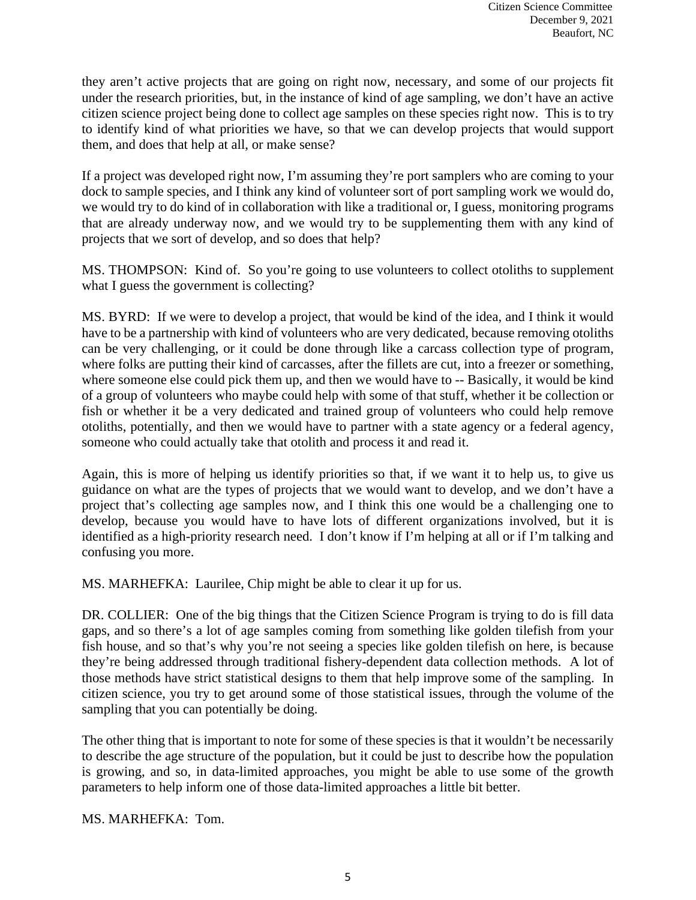they aren't active projects that are going on right now, necessary, and some of our projects fit under the research priorities, but, in the instance of kind of age sampling, we don't have an active citizen science project being done to collect age samples on these species right now. This is to try to identify kind of what priorities we have, so that we can develop projects that would support them, and does that help at all, or make sense?

If a project was developed right now, I'm assuming they're port samplers who are coming to your dock to sample species, and I think any kind of volunteer sort of port sampling work we would do, we would try to do kind of in collaboration with like a traditional or, I guess, monitoring programs that are already underway now, and we would try to be supplementing them with any kind of projects that we sort of develop, and so does that help?

MS. THOMPSON: Kind of. So you're going to use volunteers to collect otoliths to supplement what I guess the government is collecting?

MS. BYRD: If we were to develop a project, that would be kind of the idea, and I think it would have to be a partnership with kind of volunteers who are very dedicated, because removing otoliths can be very challenging, or it could be done through like a carcass collection type of program, where folks are putting their kind of carcasses, after the fillets are cut, into a freezer or something, where someone else could pick them up, and then we would have to -- Basically, it would be kind of a group of volunteers who maybe could help with some of that stuff, whether it be collection or fish or whether it be a very dedicated and trained group of volunteers who could help remove otoliths, potentially, and then we would have to partner with a state agency or a federal agency, someone who could actually take that otolith and process it and read it.

Again, this is more of helping us identify priorities so that, if we want it to help us, to give us guidance on what are the types of projects that we would want to develop, and we don't have a project that's collecting age samples now, and I think this one would be a challenging one to develop, because you would have to have lots of different organizations involved, but it is identified as a high-priority research need. I don't know if I'm helping at all or if I'm talking and confusing you more.

MS. MARHEFKA: Laurilee, Chip might be able to clear it up for us.

DR. COLLIER: One of the big things that the Citizen Science Program is trying to do is fill data gaps, and so there's a lot of age samples coming from something like golden tilefish from your fish house, and so that's why you're not seeing a species like golden tilefish on here, is because they're being addressed through traditional fishery-dependent data collection methods. A lot of those methods have strict statistical designs to them that help improve some of the sampling. In citizen science, you try to get around some of those statistical issues, through the volume of the sampling that you can potentially be doing.

The other thing that is important to note for some of these species is that it wouldn't be necessarily to describe the age structure of the population, but it could be just to describe how the population is growing, and so, in data-limited approaches, you might be able to use some of the growth parameters to help inform one of those data-limited approaches a little bit better.

MS. MARHEFKA: Tom.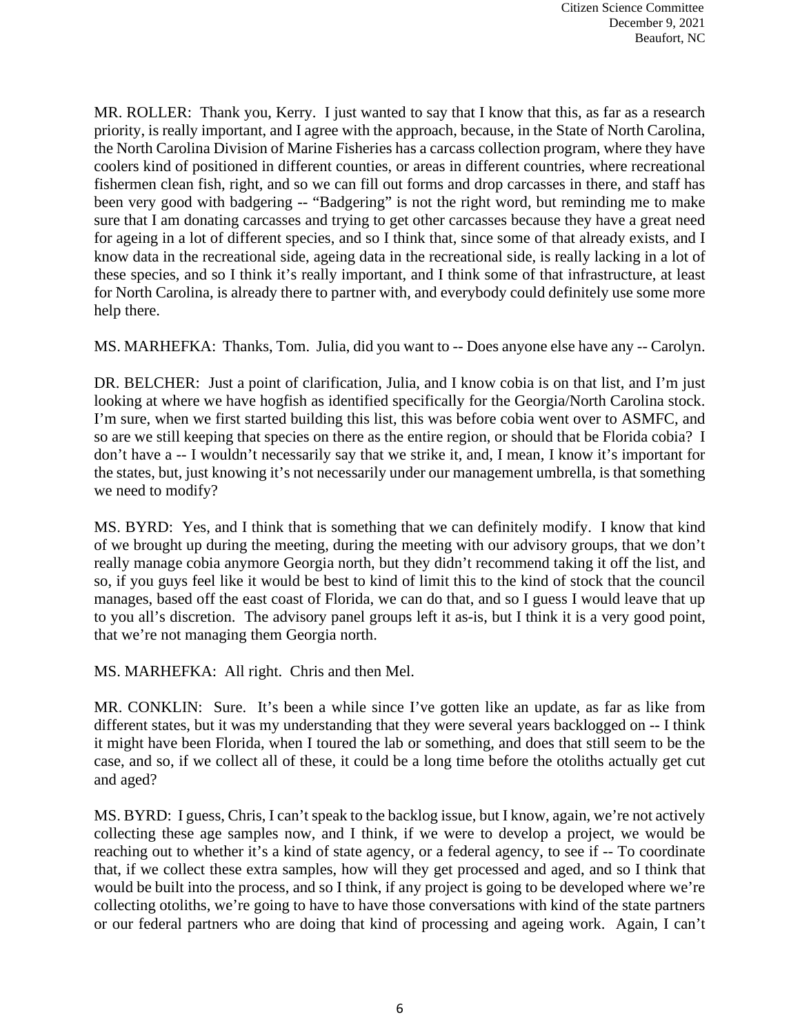MR. ROLLER: Thank you, Kerry. I just wanted to say that I know that this, as far as a research priority, is really important, and I agree with the approach, because, in the State of North Carolina, the North Carolina Division of Marine Fisheries has a carcass collection program, where they have coolers kind of positioned in different counties, or areas in different countries, where recreational fishermen clean fish, right, and so we can fill out forms and drop carcasses in there, and staff has been very good with badgering -- "Badgering" is not the right word, but reminding me to make sure that I am donating carcasses and trying to get other carcasses because they have a great need for ageing in a lot of different species, and so I think that, since some of that already exists, and I know data in the recreational side, ageing data in the recreational side, is really lacking in a lot of these species, and so I think it's really important, and I think some of that infrastructure, at least for North Carolina, is already there to partner with, and everybody could definitely use some more help there.

MS. MARHEFKA: Thanks, Tom. Julia, did you want to -- Does anyone else have any -- Carolyn.

DR. BELCHER: Just a point of clarification, Julia, and I know cobia is on that list, and I'm just looking at where we have hogfish as identified specifically for the Georgia/North Carolina stock. I'm sure, when we first started building this list, this was before cobia went over to ASMFC, and so are we still keeping that species on there as the entire region, or should that be Florida cobia? I don't have a -- I wouldn't necessarily say that we strike it, and, I mean, I know it's important for the states, but, just knowing it's not necessarily under our management umbrella, is that something we need to modify?

MS. BYRD: Yes, and I think that is something that we can definitely modify. I know that kind of we brought up during the meeting, during the meeting with our advisory groups, that we don't really manage cobia anymore Georgia north, but they didn't recommend taking it off the list, and so, if you guys feel like it would be best to kind of limit this to the kind of stock that the council manages, based off the east coast of Florida, we can do that, and so I guess I would leave that up to you all's discretion. The advisory panel groups left it as-is, but I think it is a very good point, that we're not managing them Georgia north.

MS. MARHEFKA: All right. Chris and then Mel.

MR. CONKLIN: Sure. It's been a while since I've gotten like an update, as far as like from different states, but it was my understanding that they were several years backlogged on -- I think it might have been Florida, when I toured the lab or something, and does that still seem to be the case, and so, if we collect all of these, it could be a long time before the otoliths actually get cut and aged?

MS. BYRD: I guess, Chris, I can't speak to the backlog issue, but I know, again, we're not actively collecting these age samples now, and I think, if we were to develop a project, we would be reaching out to whether it's a kind of state agency, or a federal agency, to see if -- To coordinate that, if we collect these extra samples, how will they get processed and aged, and so I think that would be built into the process, and so I think, if any project is going to be developed where we're collecting otoliths, we're going to have to have those conversations with kind of the state partners or our federal partners who are doing that kind of processing and ageing work. Again, I can't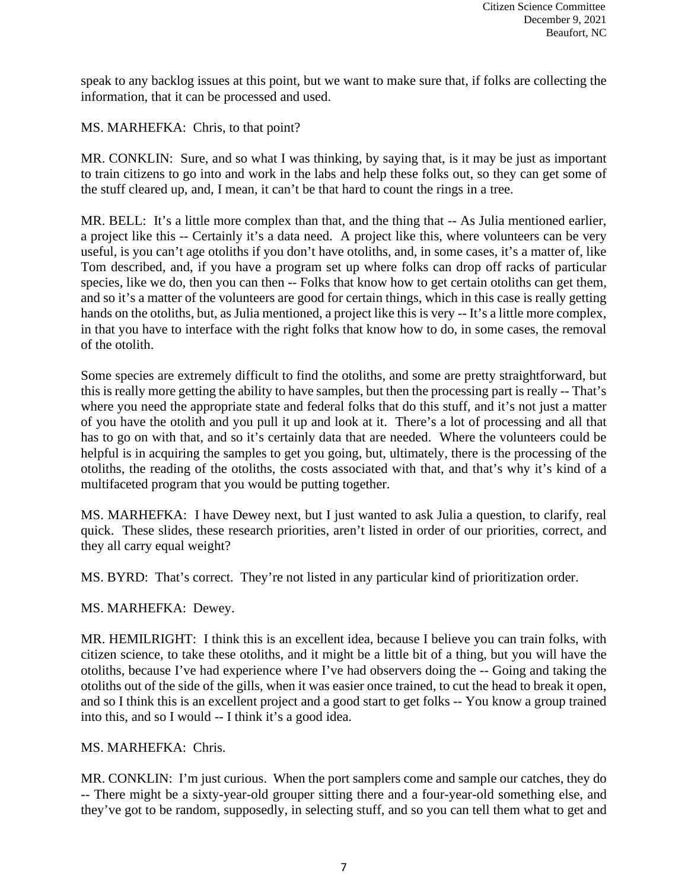speak to any backlog issues at this point, but we want to make sure that, if folks are collecting the information, that it can be processed and used.

MS. MARHEFKA: Chris, to that point?

MR. CONKLIN: Sure, and so what I was thinking, by saying that, is it may be just as important to train citizens to go into and work in the labs and help these folks out, so they can get some of the stuff cleared up, and, I mean, it can't be that hard to count the rings in a tree.

MR. BELL: It's a little more complex than that, and the thing that -- As Julia mentioned earlier, a project like this -- Certainly it's a data need. A project like this, where volunteers can be very useful, is you can't age otoliths if you don't have otoliths, and, in some cases, it's a matter of, like Tom described, and, if you have a program set up where folks can drop off racks of particular species, like we do, then you can then -- Folks that know how to get certain otoliths can get them, and so it's a matter of the volunteers are good for certain things, which in this case is really getting hands on the otoliths, but, as Julia mentioned, a project like this is very -- It's a little more complex, in that you have to interface with the right folks that know how to do, in some cases, the removal of the otolith.

Some species are extremely difficult to find the otoliths, and some are pretty straightforward, but this is really more getting the ability to have samples, but then the processing part is really -- That's where you need the appropriate state and federal folks that do this stuff, and it's not just a matter of you have the otolith and you pull it up and look at it. There's a lot of processing and all that has to go on with that, and so it's certainly data that are needed. Where the volunteers could be helpful is in acquiring the samples to get you going, but, ultimately, there is the processing of the otoliths, the reading of the otoliths, the costs associated with that, and that's why it's kind of a multifaceted program that you would be putting together.

MS. MARHEFKA: I have Dewey next, but I just wanted to ask Julia a question, to clarify, real quick. These slides, these research priorities, aren't listed in order of our priorities, correct, and they all carry equal weight?

MS. BYRD: That's correct. They're not listed in any particular kind of prioritization order.

MS. MARHEFKA: Dewey.

MR. HEMILRIGHT: I think this is an excellent idea, because I believe you can train folks, with citizen science, to take these otoliths, and it might be a little bit of a thing, but you will have the otoliths, because I've had experience where I've had observers doing the -- Going and taking the otoliths out of the side of the gills, when it was easier once trained, to cut the head to break it open, and so I think this is an excellent project and a good start to get folks -- You know a group trained into this, and so I would -- I think it's a good idea.

MS. MARHEFKA: Chris.

MR. CONKLIN: I'm just curious. When the port samplers come and sample our catches, they do -- There might be a sixty-year-old grouper sitting there and a four-year-old something else, and they've got to be random, supposedly, in selecting stuff, and so you can tell them what to get and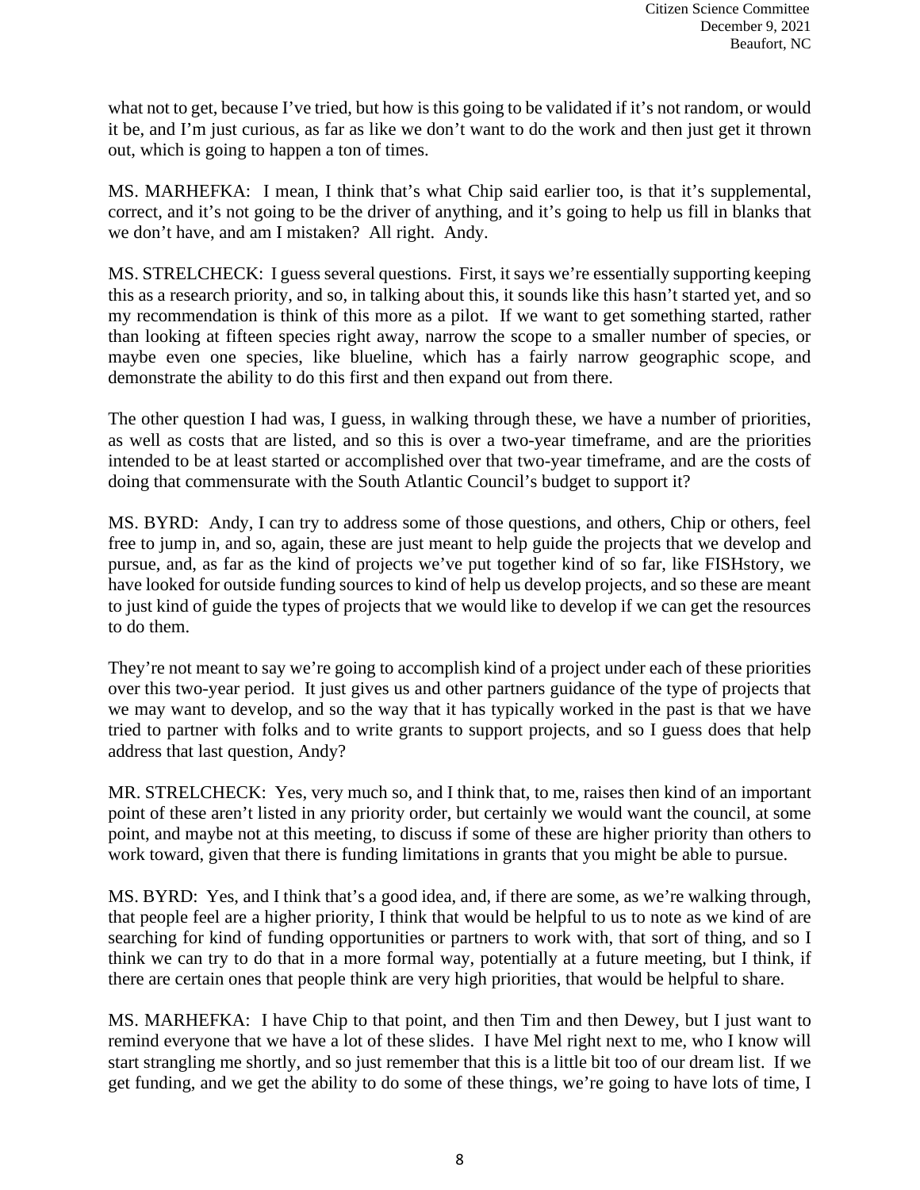what not to get, because I've tried, but how is this going to be validated if it's not random, or would it be, and I'm just curious, as far as like we don't want to do the work and then just get it thrown out, which is going to happen a ton of times.

MS. MARHEFKA: I mean, I think that's what Chip said earlier too, is that it's supplemental, correct, and it's not going to be the driver of anything, and it's going to help us fill in blanks that we don't have, and am I mistaken? All right. Andy.

MS. STRELCHECK: I guess several questions. First, it says we're essentially supporting keeping this as a research priority, and so, in talking about this, it sounds like this hasn't started yet, and so my recommendation is think of this more as a pilot. If we want to get something started, rather than looking at fifteen species right away, narrow the scope to a smaller number of species, or maybe even one species, like blueline, which has a fairly narrow geographic scope, and demonstrate the ability to do this first and then expand out from there.

The other question I had was, I guess, in walking through these, we have a number of priorities, as well as costs that are listed, and so this is over a two-year timeframe, and are the priorities intended to be at least started or accomplished over that two-year timeframe, and are the costs of doing that commensurate with the South Atlantic Council's budget to support it?

MS. BYRD: Andy, I can try to address some of those questions, and others, Chip or others, feel free to jump in, and so, again, these are just meant to help guide the projects that we develop and pursue, and, as far as the kind of projects we've put together kind of so far, like FISHstory, we have looked for outside funding sources to kind of help us develop projects, and so these are meant to just kind of guide the types of projects that we would like to develop if we can get the resources to do them.

They're not meant to say we're going to accomplish kind of a project under each of these priorities over this two-year period. It just gives us and other partners guidance of the type of projects that we may want to develop, and so the way that it has typically worked in the past is that we have tried to partner with folks and to write grants to support projects, and so I guess does that help address that last question, Andy?

MR. STRELCHECK: Yes, very much so, and I think that, to me, raises then kind of an important point of these aren't listed in any priority order, but certainly we would want the council, at some point, and maybe not at this meeting, to discuss if some of these are higher priority than others to work toward, given that there is funding limitations in grants that you might be able to pursue.

MS. BYRD: Yes, and I think that's a good idea, and, if there are some, as we're walking through, that people feel are a higher priority, I think that would be helpful to us to note as we kind of are searching for kind of funding opportunities or partners to work with, that sort of thing, and so I think we can try to do that in a more formal way, potentially at a future meeting, but I think, if there are certain ones that people think are very high priorities, that would be helpful to share.

MS. MARHEFKA: I have Chip to that point, and then Tim and then Dewey, but I just want to remind everyone that we have a lot of these slides. I have Mel right next to me, who I know will start strangling me shortly, and so just remember that this is a little bit too of our dream list. If we get funding, and we get the ability to do some of these things, we're going to have lots of time, I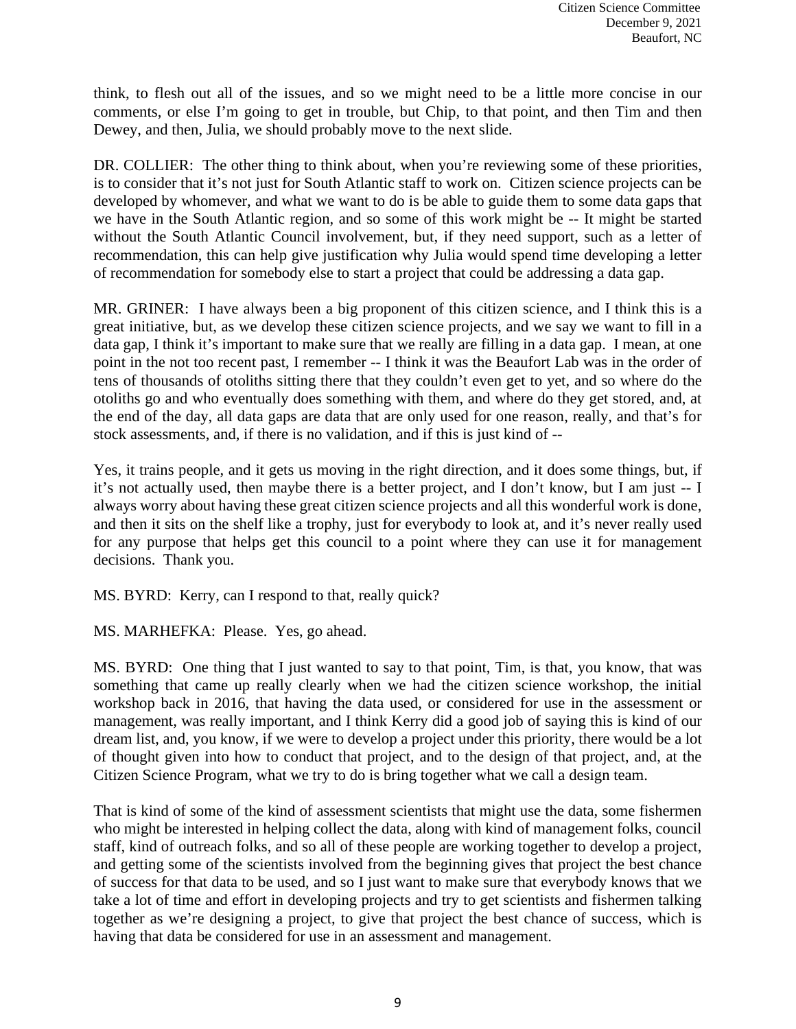think, to flesh out all of the issues, and so we might need to be a little more concise in our comments, or else I'm going to get in trouble, but Chip, to that point, and then Tim and then Dewey, and then, Julia, we should probably move to the next slide.

DR. COLLIER: The other thing to think about, when you're reviewing some of these priorities, is to consider that it's not just for South Atlantic staff to work on. Citizen science projects can be developed by whomever, and what we want to do is be able to guide them to some data gaps that we have in the South Atlantic region, and so some of this work might be -- It might be started without the South Atlantic Council involvement, but, if they need support, such as a letter of recommendation, this can help give justification why Julia would spend time developing a letter of recommendation for somebody else to start a project that could be addressing a data gap.

MR. GRINER: I have always been a big proponent of this citizen science, and I think this is a great initiative, but, as we develop these citizen science projects, and we say we want to fill in a data gap, I think it's important to make sure that we really are filling in a data gap. I mean, at one point in the not too recent past, I remember -- I think it was the Beaufort Lab was in the order of tens of thousands of otoliths sitting there that they couldn't even get to yet, and so where do the otoliths go and who eventually does something with them, and where do they get stored, and, at the end of the day, all data gaps are data that are only used for one reason, really, and that's for stock assessments, and, if there is no validation, and if this is just kind of --

Yes, it trains people, and it gets us moving in the right direction, and it does some things, but, if it's not actually used, then maybe there is a better project, and I don't know, but I am just -- I always worry about having these great citizen science projects and all this wonderful work is done, and then it sits on the shelf like a trophy, just for everybody to look at, and it's never really used for any purpose that helps get this council to a point where they can use it for management decisions. Thank you.

MS. BYRD: Kerry, can I respond to that, really quick?

MS. MARHEFKA: Please. Yes, go ahead.

MS. BYRD: One thing that I just wanted to say to that point, Tim, is that, you know, that was something that came up really clearly when we had the citizen science workshop, the initial workshop back in 2016, that having the data used, or considered for use in the assessment or management, was really important, and I think Kerry did a good job of saying this is kind of our dream list, and, you know, if we were to develop a project under this priority, there would be a lot of thought given into how to conduct that project, and to the design of that project, and, at the Citizen Science Program, what we try to do is bring together what we call a design team.

That is kind of some of the kind of assessment scientists that might use the data, some fishermen who might be interested in helping collect the data, along with kind of management folks, council staff, kind of outreach folks, and so all of these people are working together to develop a project, and getting some of the scientists involved from the beginning gives that project the best chance of success for that data to be used, and so I just want to make sure that everybody knows that we take a lot of time and effort in developing projects and try to get scientists and fishermen talking together as we're designing a project, to give that project the best chance of success, which is having that data be considered for use in an assessment and management.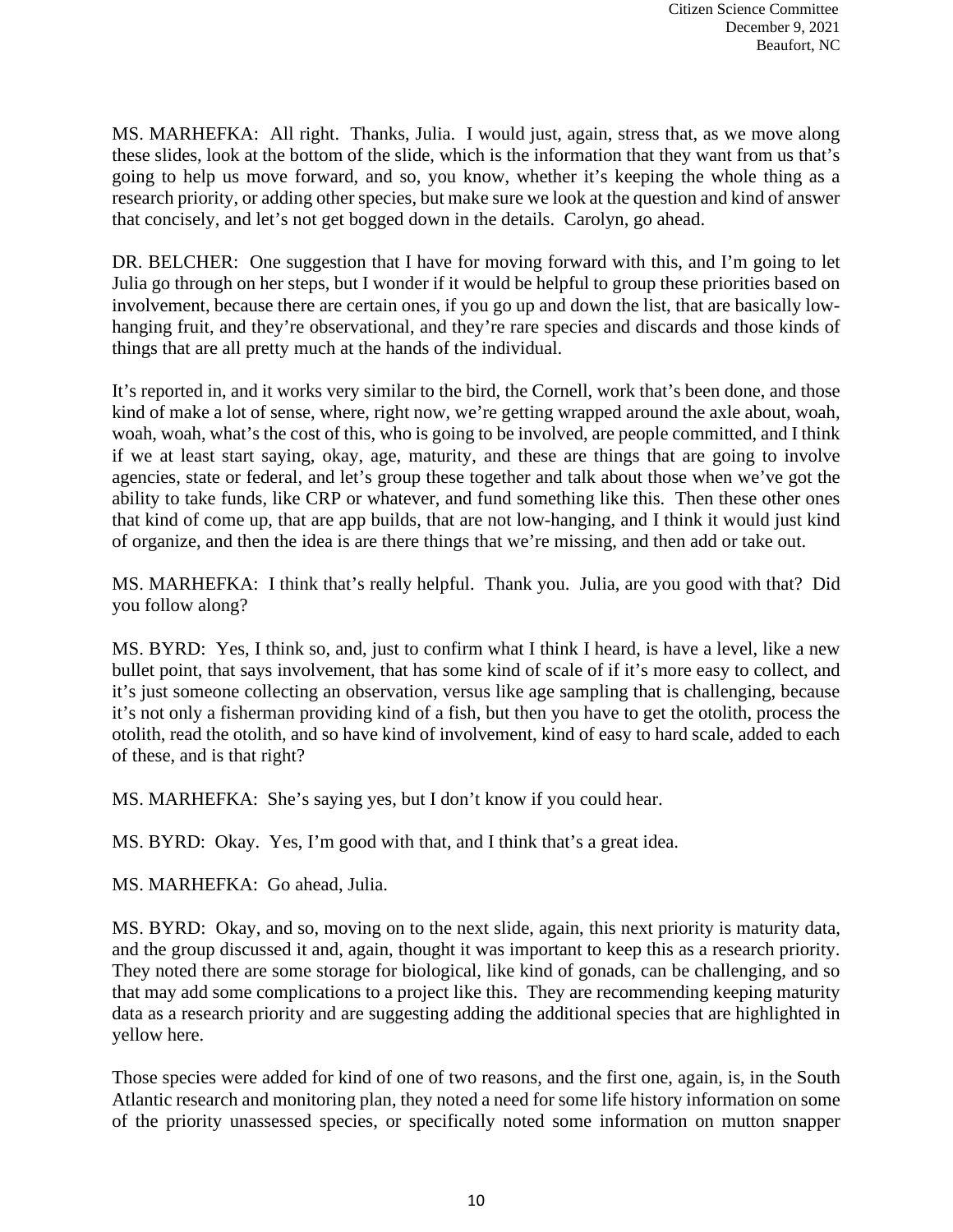MS. MARHEFKA: All right. Thanks, Julia. I would just, again, stress that, as we move along these slides, look at the bottom of the slide, which is the information that they want from us that's going to help us move forward, and so, you know, whether it's keeping the whole thing as a research priority, or adding other species, but make sure we look at the question and kind of answer that concisely, and let's not get bogged down in the details. Carolyn, go ahead.

DR. BELCHER: One suggestion that I have for moving forward with this, and I'm going to let Julia go through on her steps, but I wonder if it would be helpful to group these priorities based on involvement, because there are certain ones, if you go up and down the list, that are basically low-hanging fruit, and they're observational, and they're rare species and discards and those kinds of things that are all pretty much at the hands of the individual.

It's reported in, and it works very similar to the bird, the Cornell, work that's been done, and those kind of make a lot of sense, where, right now, we're getting wrapped around the axle about, woah, woah, woah, what's the cost of this, who is going to be involved, are people committed, and I think if we at least start saying, okay, age, maturity, and these are things that are going to involve agencies, state or federal, and let's group these together and talk about those when we've got the ability to take funds, like CRP or whatever, and fund something like this. Then these other ones that kind of come up, that are app builds, that are not low-hanging, and I think it would just kind of organize, and then the idea is are there things that we're missing, and then add or take out.

MS. MARHEFKA: I think that's really helpful. Thank you. Julia, are you good with that? Did you follow along?

MS. BYRD: Yes, I think so, and, just to confirm what I think I heard, is have a level, like a new bullet point, that says involvement, that has some kind of scale of if it's more easy to collect, and it's just someone collecting an observation, versus like age sampling that is challenging, because it's not only a fisherman providing kind of a fish, but then you have to get the otolith, process the otolith, read the otolith, and so have kind of involvement, kind of easy to hard scale, added to each of these, and is that right?

MS. MARHEFKA: She's saying yes, but I don't know if you could hear.

MS. BYRD: Okay. Yes, I'm good with that, and I think that's a great idea.

MS. MARHEFKA: Go ahead, Julia.

MS. BYRD: Okay, and so, moving on to the next slide, again, this next priority is maturity data, and the group discussed it and, again, thought it was important to keep this as a research priority. They noted there are some storage for biological, like kind of gonads, can be challenging, and so that may add some complications to a project like this. They are recommending keeping maturity data as a research priority and are suggesting adding the additional species that are highlighted in yellow here.

Those species were added for kind of one of two reasons, and the first one, again, is, in the South Atlantic research and monitoring plan, they noted a need for some life history information on some of the priority unassessed species, or specifically noted some information on mutton snapper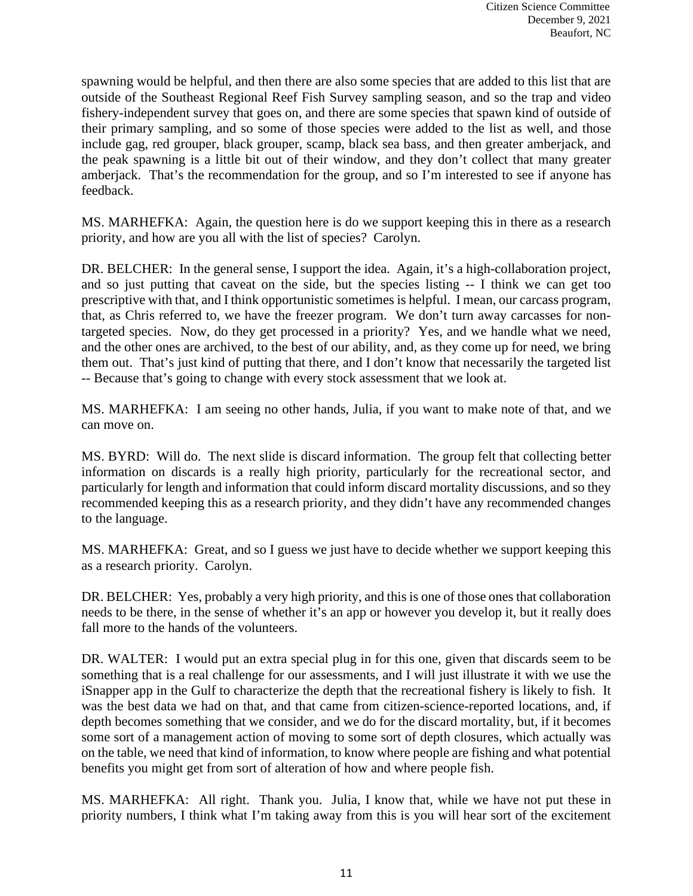spawning would be helpful, and then there are also some species that are added to this list that are outside of the Southeast Regional Reef Fish Survey sampling season, and so the trap and video fishery-independent survey that goes on, and there are some species that spawn kind of outside of their primary sampling, and so some of those species were added to the list as well, and those include gag, red grouper, black grouper, scamp, black sea bass, and then greater amberjack, and the peak spawning is a little bit out of their window, and they don't collect that many greater amberjack. That's the recommendation for the group, and so I'm interested to see if anyone has feedback.

MS. MARHEFKA: Again, the question here is do we support keeping this in there as a research priority, and how are you all with the list of species? Carolyn.

DR. BELCHER: In the general sense, I support the idea. Again, it's a high-collaboration project, and so just putting that caveat on the side, but the species listing -- I think we can get too prescriptive with that, and I think opportunistic sometimes is helpful. I mean, our carcass program, that, as Chris referred to, we have the freezer program. We don't turn away carcasses for non-targeted species. Now, do they get processed in a priority? Yes, and we handle what we need, and the other ones are archived, to the best of our ability, and, as they come up for need, we bring them out. That's just kind of putting that there, and I don't know that necessarily the targeted list -- Because that's going to change with every stock assessment that we look at.

MS. MARHEFKA: I am seeing no other hands, Julia, if you want to make note of that, and we can move on.

MS. BYRD: Will do. The next slide is discard information. The group felt that collecting better information on discards is a really high priority, particularly for the recreational sector, and particularly for length and information that could inform discard mortality discussions, and so they recommended keeping this as a research priority, and they didn't have any recommended changes to the language.

MS. MARHEFKA: Great, and so I guess we just have to decide whether we support keeping this as a research priority. Carolyn.

DR. BELCHER: Yes, probably a very high priority, and this is one of those ones that collaboration needs to be there, in the sense of whether it's an app or however you develop it, but it really does fall more to the hands of the volunteers.

DR. WALTER: I would put an extra special plug in for this one, given that discards seem to be something that is a real challenge for our assessments, and I will just illustrate it with we use the iSnapper app in the Gulf to characterize the depth that the recreational fishery is likely to fish. It was the best data we had on that, and that came from citizen-science-reported locations, and, if depth becomes something that we consider, and we do for the discard mortality, but, if it becomes some sort of a management action of moving to some sort of depth closures, which actually was on the table, we need that kind of information, to know where people are fishing and what potential benefits you might get from sort of alteration of how and where people fish.

MS. MARHEFKA: All right. Thank you. Julia, I know that, while we have not put these in priority numbers, I think what I'm taking away from this is you will hear sort of the excitement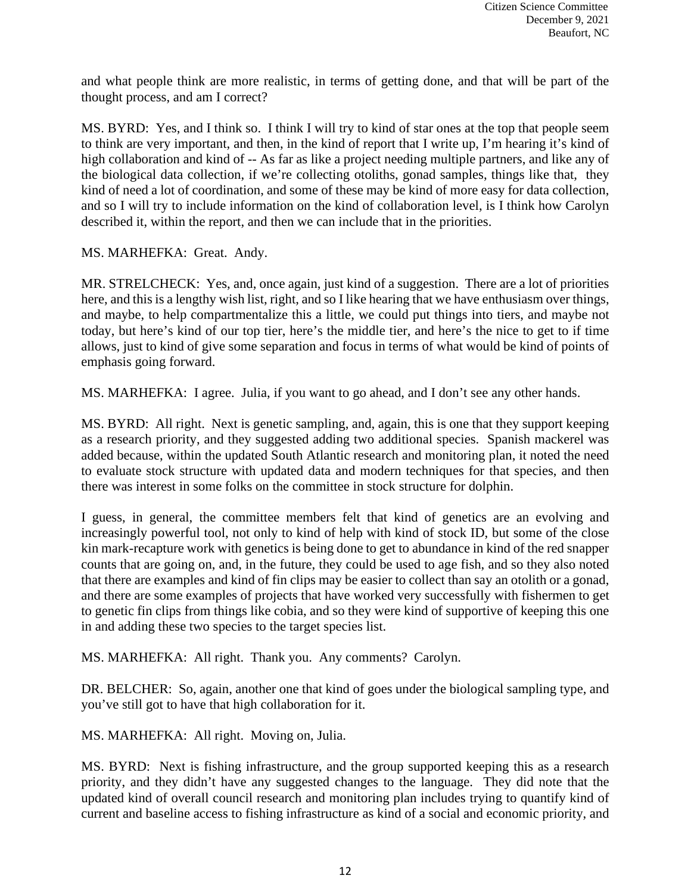and what people think are more realistic, in terms of getting done, and that will be part of the thought process, and am I correct?

MS. BYRD: Yes, and I think so. I think I will try to kind of star ones at the top that people seem to think are very important, and then, in the kind of report that I write up, I'm hearing it's kind of high collaboration and kind of -- As far as like a project needing multiple partners, and like any of the biological data collection, if we're collecting otoliths, gonad samples, things like that, they kind of need a lot of coordination, and some of these may be kind of more easy for data collection, and so I will try to include information on the kind of collaboration level, is I think how Carolyn described it, within the report, and then we can include that in the priorities.

MS. MARHEFKA: Great. Andy.

MR. STRELCHECK: Yes, and, once again, just kind of a suggestion. There are a lot of priorities here, and this is a lengthy wish list, right, and so I like hearing that we have enthusiasm over things, and maybe, to help compartmentalize this a little, we could put things into tiers, and maybe not today, but here's kind of our top tier, here's the middle tier, and here's the nice to get to if time allows, just to kind of give some separation and focus in terms of what would be kind of points of emphasis going forward.

MS. MARHEFKA: I agree. Julia, if you want to go ahead, and I don't see any other hands.

MS. BYRD: All right. Next is genetic sampling, and, again, this is one that they support keeping as a research priority, and they suggested adding two additional species. Spanish mackerel was added because, within the updated South Atlantic research and monitoring plan, it noted the need to evaluate stock structure with updated data and modern techniques for that species, and then there was interest in some folks on the committee in stock structure for dolphin.

I guess, in general, the committee members felt that kind of genetics are an evolving and increasingly powerful tool, not only to kind of help with kind of stock ID, but some of the close kin mark-recapture work with genetics is being done to get to abundance in kind of the red snapper counts that are going on, and, in the future, they could be used to age fish, and so they also noted that there are examples and kind of fin clips may be easier to collect than say an otolith or a gonad, and there are some examples of projects that have worked very successfully with fishermen to get to genetic fin clips from things like cobia, and so they were kind of supportive of keeping this one in and adding these two species to the target species list.

MS. MARHEFKA: All right. Thank you. Any comments? Carolyn.

DR. BELCHER: So, again, another one that kind of goes under the biological sampling type, and you've still got to have that high collaboration for it.

MS. MARHEFKA: All right. Moving on, Julia.

MS. BYRD: Next is fishing infrastructure, and the group supported keeping this as a research priority, and they didn't have any suggested changes to the language. They did note that the updated kind of overall council research and monitoring plan includes trying to quantify kind of current and baseline access to fishing infrastructure as kind of a social and economic priority, and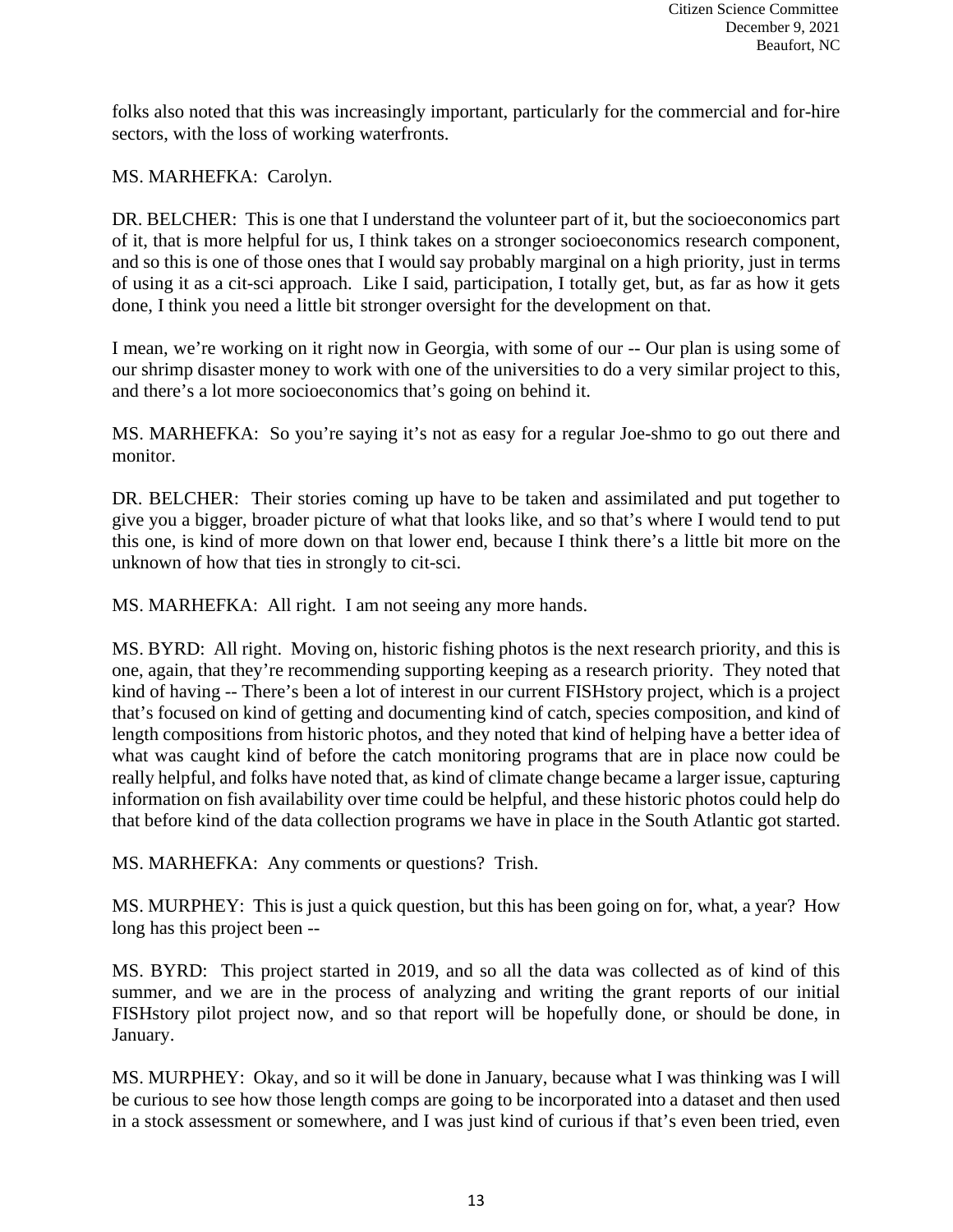folks also noted that this was increasingly important, particularly for the commercial and for-hire sectors, with the loss of working waterfronts.

MS. MARHEFKA: Carolyn.

DR. BELCHER: This is one that I understand the volunteer part of it, but the socioeconomics part of it, that is more helpful for us, I think takes on a stronger socioeconomics research component, and so this is one of those ones that I would say probably marginal on a high priority, just in terms of using it as a cit-sci approach. Like I said, participation, I totally get, but, as far as how it gets done, I think you need a little bit stronger oversight for the development on that.

I mean, we're working on it right now in Georgia, with some of our -- Our plan is using some of our shrimp disaster money to work with one of the universities to do a very similar project to this, and there's a lot more socioeconomics that's going on behind it.

MS. MARHEFKA: So you're saying it's not as easy for a regular Joe-shmo to go out there and monitor.

DR. BELCHER: Their stories coming up have to be taken and assimilated and put together to give you a bigger, broader picture of what that looks like, and so that's where I would tend to put this one, is kind of more down on that lower end, because I think there's a little bit more on the unknown of how that ties in strongly to cit-sci.

MS. MARHEFKA: All right. I am not seeing any more hands.

MS. BYRD: All right. Moving on, historic fishing photos is the next research priority, and this is one, again, that they're recommending supporting keeping as a research priority. They noted that kind of having -- There's been a lot of interest in our current FISHstory project, which is a project that's focused on kind of getting and documenting kind of catch, species composition, and kind of length compositions from historic photos, and they noted that kind of helping have a better idea of what was caught kind of before the catch monitoring programs that are in place now could be really helpful, and folks have noted that, as kind of climate change became a larger issue, capturing information on fish availability over time could be helpful, and these historic photos could help do that before kind of the data collection programs we have in place in the South Atlantic got started.

MS. MARHEFKA: Any comments or questions? Trish.

MS. MURPHEY: This is just a quick question, but this has been going on for, what, a year? How long has this project been --

MS. BYRD: This project started in 2019, and so all the data was collected as of kind of this summer, and we are in the process of analyzing and writing the grant reports of our initial FISHstory pilot project now, and so that report will be hopefully done, or should be done, in January.

MS. MURPHEY: Okay, and so it will be done in January, because what I was thinking was I will be curious to see how those length comps are going to be incorporated into a dataset and then used in a stock assessment or somewhere, and I was just kind of curious if that's even been tried, even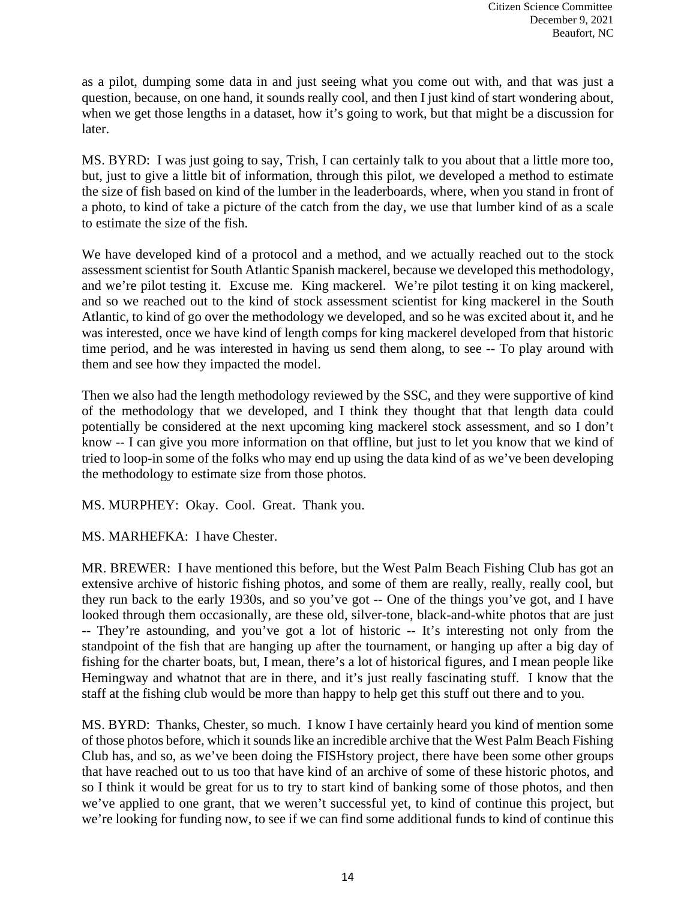as a pilot, dumping some data in and just seeing what you come out with, and that was just a question, because, on one hand, it sounds really cool, and then I just kind of start wondering about, when we get those lengths in a dataset, how it's going to work, but that might be a discussion for later.

MS. BYRD: I was just going to say, Trish, I can certainly talk to you about that a little more too, but, just to give a little bit of information, through this pilot, we developed a method to estimate the size of fish based on kind of the lumber in the leaderboards, where, when you stand in front of a photo, to kind of take a picture of the catch from the day, we use that lumber kind of as a scale to estimate the size of the fish.

We have developed kind of a protocol and a method, and we actually reached out to the stock assessment scientist for South Atlantic Spanish mackerel, because we developed this methodology, and we're pilot testing it. Excuse me. King mackerel. We're pilot testing it on king mackerel, and so we reached out to the kind of stock assessment scientist for king mackerel in the South Atlantic, to kind of go over the methodology we developed, and so he was excited about it, and he was interested, once we have kind of length comps for king mackerel developed from that historic time period, and he was interested in having us send them along, to see -- To play around with them and see how they impacted the model.

Then we also had the length methodology reviewed by the SSC, and they were supportive of kind of the methodology that we developed, and I think they thought that that length data could potentially be considered at the next upcoming king mackerel stock assessment, and so I don't know -- I can give you more information on that offline, but just to let you know that we kind of tried to loop-in some of the folks who may end up using the data kind of as we've been developing the methodology to estimate size from those photos.

MS. MURPHEY: Okay. Cool. Great. Thank you.

MS. MARHEFKA: I have Chester.

MR. BREWER: I have mentioned this before, but the West Palm Beach Fishing Club has got an extensive archive of historic fishing photos, and some of them are really, really, really cool, but they run back to the early 1930s, and so you've got -- One of the things you've got, and I have looked through them occasionally, are these old, silver-tone, black-and-white photos that are just -- They're astounding, and you've got a lot of historic -- It's interesting not only from the standpoint of the fish that are hanging up after the tournament, or hanging up after a big day of fishing for the charter boats, but, I mean, there's a lot of historical figures, and I mean people like Hemingway and whatnot that are in there, and it's just really fascinating stuff. I know that the staff at the fishing club would be more than happy to help get this stuff out there and to you.

MS. BYRD: Thanks, Chester, so much. I know I have certainly heard you kind of mention some of those photos before, which it sounds like an incredible archive that the West Palm Beach Fishing Club has, and so, as we've been doing the FISHstory project, there have been some other groups that have reached out to us too that have kind of an archive of some of these historic photos, and so I think it would be great for us to try to start kind of banking some of those photos, and then we've applied to one grant, that we weren't successful yet, to kind of continue this project, but we're looking for funding now, to see if we can find some additional funds to kind of continue this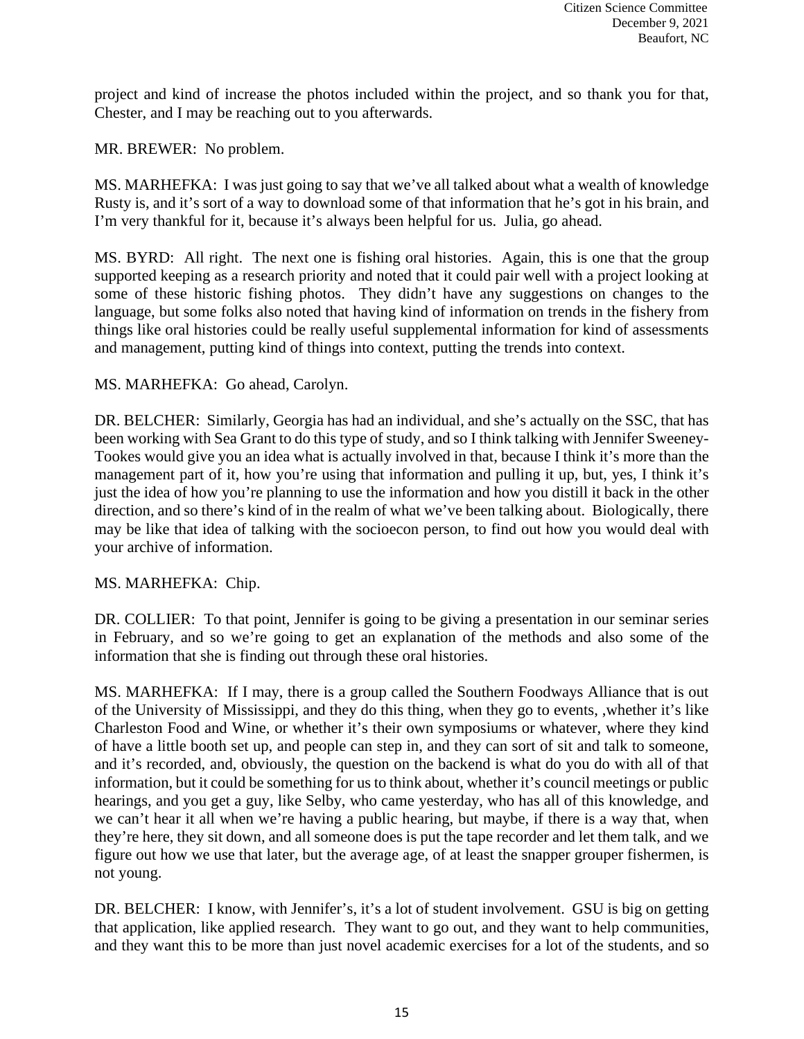project and kind of increase the photos included within the project, and so thank you for that, Chester, and I may be reaching out to you afterwards.

MR. BREWER: No problem.

MS. MARHEFKA: I was just going to say that we've all talked about what a wealth of knowledge Rusty is, and it's sort of a way to download some of that information that he's got in his brain, and I'm very thankful for it, because it's always been helpful for us. Julia, go ahead.

MS. BYRD: All right. The next one is fishing oral histories. Again, this is one that the group supported keeping as a research priority and noted that it could pair well with a project looking at some of these historic fishing photos. They didn't have any suggestions on changes to the language, but some folks also noted that having kind of information on trends in the fishery from things like oral histories could be really useful supplemental information for kind of assessments and management, putting kind of things into context, putting the trends into context.

MS. MARHEFKA: Go ahead, Carolyn.

DR. BELCHER: Similarly, Georgia has had an individual, and she's actually on the SSC, that has been working with Sea Grant to do this type of study, and so I think talking with Jennifer Sweeney-Tookes would give you an idea what is actually involved in that, because I think it's more than the management part of it, how you're using that information and pulling it up, but, yes, I think it's just the idea of how you're planning to use the information and how you distill it back in the other direction, and so there's kind of in the realm of what we've been talking about. Biologically, there may be like that idea of talking with the socioecon person, to find out how you would deal with your archive of information.

MS. MARHEFKA: Chip.

DR. COLLIER: To that point, Jennifer is going to be giving a presentation in our seminar series in February, and so we're going to get an explanation of the methods and also some of the information that she is finding out through these oral histories.

MS. MARHEFKA: If I may, there is a group called the Southern Foodways Alliance that is out of the University of Mississippi, and they do this thing, when they go to events, ,whether it's like Charleston Food and Wine, or whether it's their own symposiums or whatever, where they kind of have a little booth set up, and people can step in, and they can sort of sit and talk to someone, and it's recorded, and, obviously, the question on the backend is what do you do with all of that information, but it could be something for us to think about, whether it's council meetings or public hearings, and you get a guy, like Selby, who came yesterday, who has all of this knowledge, and we can't hear it all when we're having a public hearing, but maybe, if there is a way that, when they're here, they sit down, and all someone does is put the tape recorder and let them talk, and we figure out how we use that later, but the average age, of at least the snapper grouper fishermen, is not young.

DR. BELCHER: I know, with Jennifer's, it's a lot of student involvement. GSU is big on getting that application, like applied research. They want to go out, and they want to help communities, and they want this to be more than just novel academic exercises for a lot of the students, and so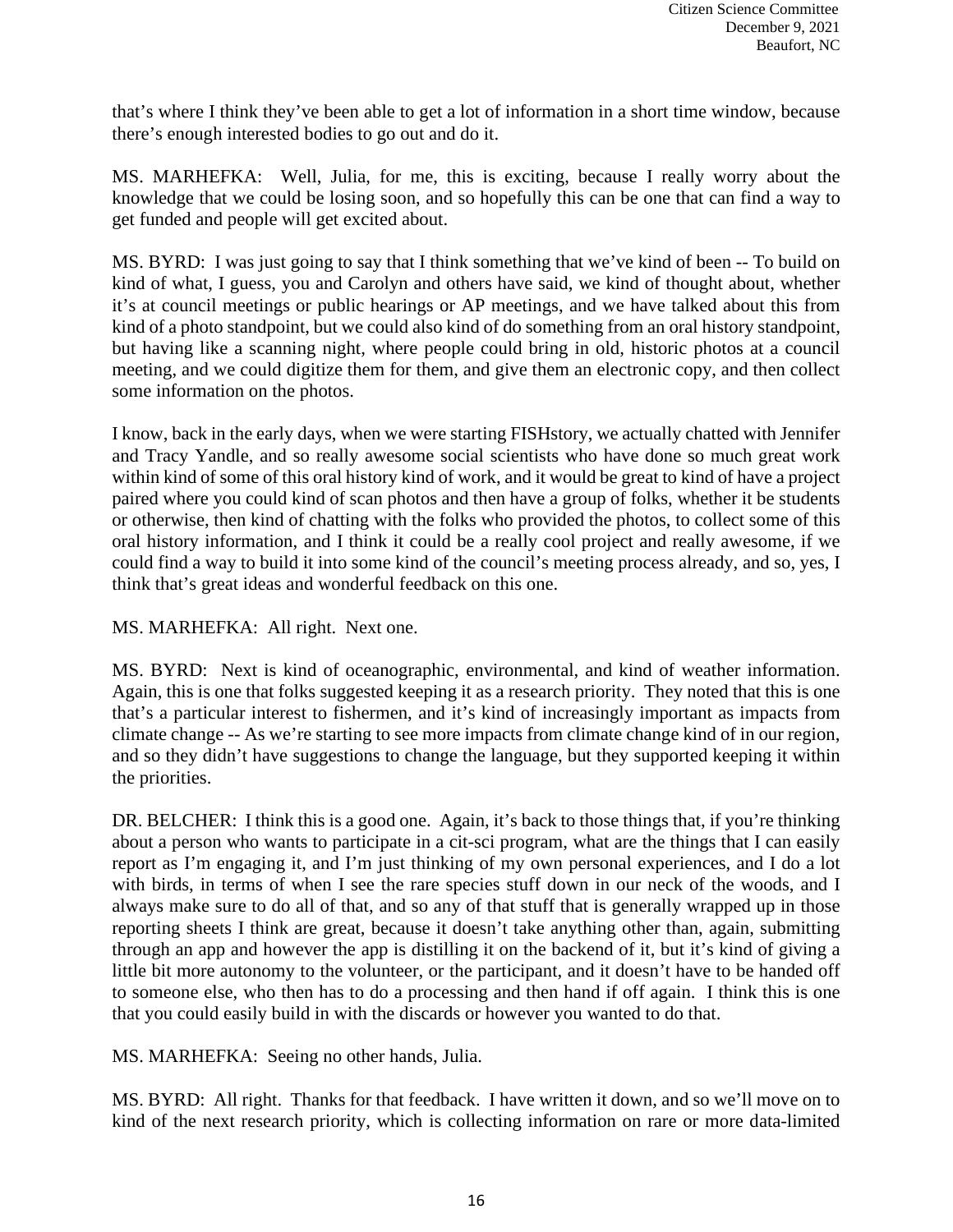that's where I think they've been able to get a lot of information in a short time window, because there's enough interested bodies to go out and do it.

MS. MARHEFKA: Well, Julia, for me, this is exciting, because I really worry about the knowledge that we could be losing soon, and so hopefully this can be one that can find a way to get funded and people will get excited about.

MS. BYRD: I was just going to say that I think something that we've kind of been -- To build on kind of what, I guess, you and Carolyn and others have said, we kind of thought about, whether it's at council meetings or public hearings or AP meetings, and we have talked about this from kind of a photo standpoint, but we could also kind of do something from an oral history standpoint, but having like a scanning night, where people could bring in old, historic photos at a council meeting, and we could digitize them for them, and give them an electronic copy, and then collect some information on the photos.

I know, back in the early days, when we were starting FISHstory, we actually chatted with Jennifer and Tracy Yandle, and so really awesome social scientists who have done so much great work within kind of some of this oral history kind of work, and it would be great to kind of have a project paired where you could kind of scan photos and then have a group of folks, whether it be students or otherwise, then kind of chatting with the folks who provided the photos, to collect some of this oral history information, and I think it could be a really cool project and really awesome, if we could find a way to build it into some kind of the council's meeting process already, and so, yes, I think that's great ideas and wonderful feedback on this one.

MS. MARHEFKA: All right. Next one.

MS. BYRD: Next is kind of oceanographic, environmental, and kind of weather information. Again, this is one that folks suggested keeping it as a research priority. They noted that this is one that's a particular interest to fishermen, and it's kind of increasingly important as impacts from climate change -- As we're starting to see more impacts from climate change kind of in our region, and so they didn't have suggestions to change the language, but they supported keeping it within the priorities.

DR. BELCHER: I think this is a good one. Again, it's back to those things that, if you're thinking about a person who wants to participate in a cit-sci program, what are the things that I can easily report as I'm engaging it, and I'm just thinking of my own personal experiences, and I do a lot with birds, in terms of when I see the rare species stuff down in our neck of the woods, and I always make sure to do all of that, and so any of that stuff that is generally wrapped up in those reporting sheets I think are great, because it doesn't take anything other than, again, submitting through an app and however the app is distilling it on the backend of it, but it's kind of giving a little bit more autonomy to the volunteer, or the participant, and it doesn't have to be handed off to someone else, who then has to do a processing and then hand if off again. I think this is one that you could easily build in with the discards or however you wanted to do that.

MS. MARHEFKA: Seeing no other hands, Julia.

MS. BYRD: All right. Thanks for that feedback. I have written it down, and so we'll move on to kind of the next research priority, which is collecting information on rare or more data-limited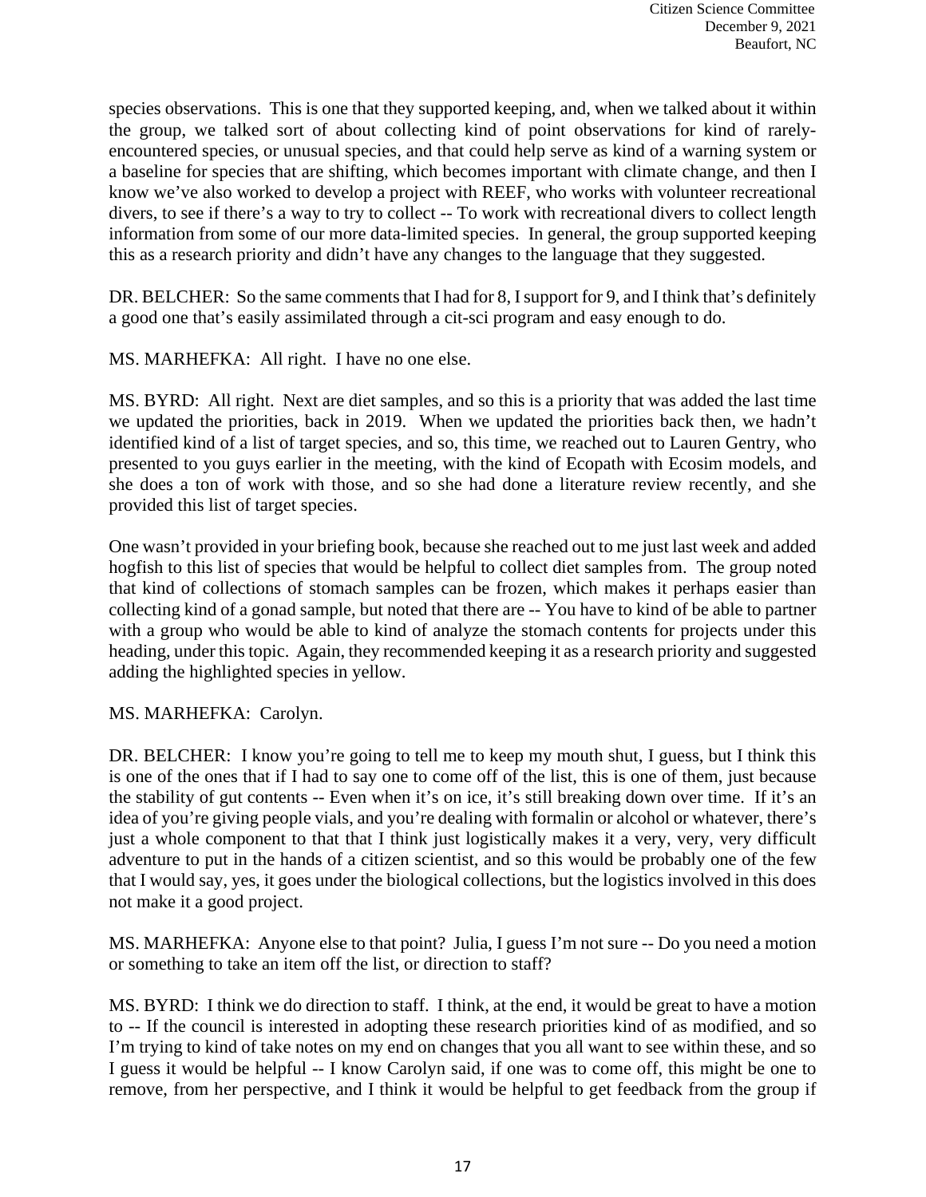species observations. This is one that they supported keeping, and, when we talked about it within the group, we talked sort of about collecting kind of point observations for kind of rarely-encountered species, or unusual species, and that could help serve as kind of a warning system or a baseline for species that are shifting, which becomes important with climate change, and then I know we've also worked to develop a project with REEF, who works with volunteer recreational divers, to see if there's a way to try to collect -- To work with recreational divers to collect length information from some of our more data-limited species. In general, the group supported keeping this as a research priority and didn't have any changes to the language that they suggested.

DR. BELCHER: So the same comments that I had for 8, I support for 9, and I think that's definitely a good one that's easily assimilated through a cit-sci program and easy enough to do.

MS. MARHEFKA: All right. I have no one else.

MS. BYRD: All right. Next are diet samples, and so this is a priority that was added the last time we updated the priorities, back in 2019. When we updated the priorities back then, we hadn't identified kind of a list of target species, and so, this time, we reached out to Lauren Gentry, who presented to you guys earlier in the meeting, with the kind of Ecopath with Ecosim models, and she does a ton of work with those, and so she had done a literature review recently, and she provided this list of target species.

One wasn't provided in your briefing book, because she reached out to me just last week and added hogfish to this list of species that would be helpful to collect diet samples from. The group noted that kind of collections of stomach samples can be frozen, which makes it perhaps easier than collecting kind of a gonad sample, but noted that there are -- You have to kind of be able to partner with a group who would be able to kind of analyze the stomach contents for projects under this heading, under this topic. Again, they recommended keeping it as a research priority and suggested adding the highlighted species in yellow.

MS. MARHEFKA: Carolyn.

DR. BELCHER: I know you're going to tell me to keep my mouth shut, I guess, but I think this is one of the ones that if I had to say one to come off of the list, this is one of them, just because the stability of gut contents -- Even when it's on ice, it's still breaking down over time. If it's an idea of you're giving people vials, and you're dealing with formalin or alcohol or whatever, there's just a whole component to that that I think just logistically makes it a very, very, very difficult adventure to put in the hands of a citizen scientist, and so this would be probably one of the few that I would say, yes, it goes under the biological collections, but the logistics involved in this does not make it a good project.

MS. MARHEFKA: Anyone else to that point? Julia, I guess I'm not sure -- Do you need a motion or something to take an item off the list, or direction to staff?

MS. BYRD: I think we do direction to staff. I think, at the end, it would be great to have a motion to -- If the council is interested in adopting these research priorities kind of as modified, and so I'm trying to kind of take notes on my end on changes that you all want to see within these, and so I guess it would be helpful -- I know Carolyn said, if one was to come off, this might be one to remove, from her perspective, and I think it would be helpful to get feedback from the group if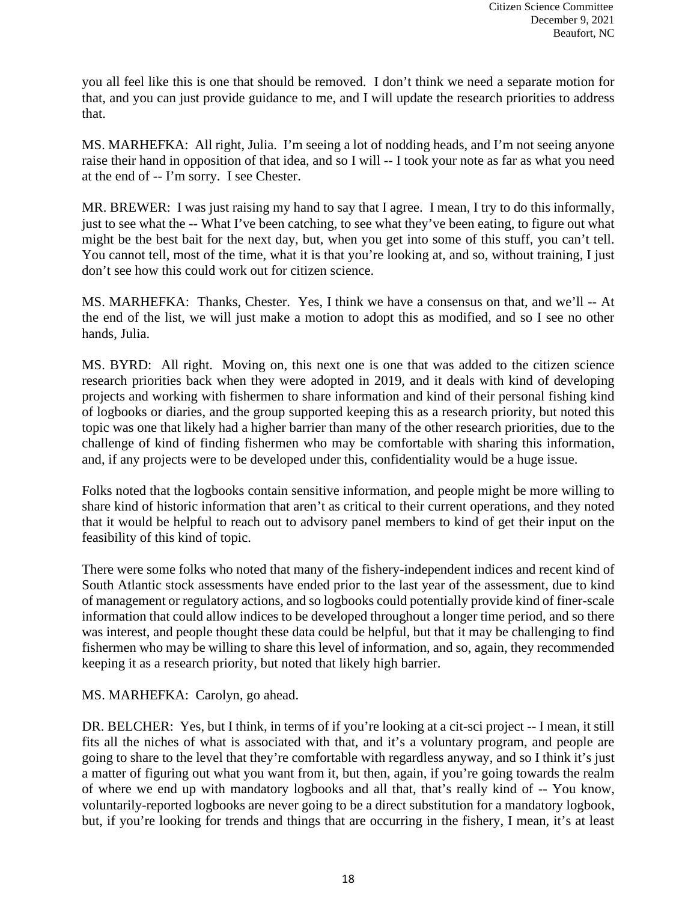you all feel like this is one that should be removed. I don't think we need a separate motion for that, and you can just provide guidance to me, and I will update the research priorities to address that.

MS. MARHEFKA: All right, Julia. I'm seeing a lot of nodding heads, and I'm not seeing anyone raise their hand in opposition of that idea, and so I will -- I took your note as far as what you need at the end of -- I'm sorry. I see Chester.

MR. BREWER: I was just raising my hand to say that I agree. I mean, I try to do this informally, just to see what the -- What I've been catching, to see what they've been eating, to figure out what might be the best bait for the next day, but, when you get into some of this stuff, you can't tell. You cannot tell, most of the time, what it is that you're looking at, and so, without training, I just don't see how this could work out for citizen science.

MS. MARHEFKA: Thanks, Chester. Yes, I think we have a consensus on that, and we'll -- At the end of the list, we will just make a motion to adopt this as modified, and so I see no other hands, Julia.

MS. BYRD: All right. Moving on, this next one is one that was added to the citizen science research priorities back when they were adopted in 2019, and it deals with kind of developing projects and working with fishermen to share information and kind of their personal fishing kind of logbooks or diaries, and the group supported keeping this as a research priority, but noted this topic was one that likely had a higher barrier than many of the other research priorities, due to the challenge of kind of finding fishermen who may be comfortable with sharing this information, and, if any projects were to be developed under this, confidentiality would be a huge issue.

Folks noted that the logbooks contain sensitive information, and people might be more willing to share kind of historic information that aren't as critical to their current operations, and they noted that it would be helpful to reach out to advisory panel members to kind of get their input on the feasibility of this kind of topic.

There were some folks who noted that many of the fishery-independent indices and recent kind of South Atlantic stock assessments have ended prior to the last year of the assessment, due to kind of management or regulatory actions, and so logbooks could potentially provide kind of finer-scale information that could allow indices to be developed throughout a longer time period, and so there was interest, and people thought these data could be helpful, but that it may be challenging to find fishermen who may be willing to share this level of information, and so, again, they recommended keeping it as a research priority, but noted that likely high barrier.

MS. MARHEFKA: Carolyn, go ahead.

DR. BELCHER: Yes, but I think, in terms of if you're looking at a cit-sci project -- I mean, it still fits all the niches of what is associated with that, and it's a voluntary program, and people are going to share to the level that they're comfortable with regardless anyway, and so I think it's just a matter of figuring out what you want from it, but then, again, if you're going towards the realm of where we end up with mandatory logbooks and all that, that's really kind of -- You know, voluntarily-reported logbooks are never going to be a direct substitution for a mandatory logbook, but, if you're looking for trends and things that are occurring in the fishery, I mean, it's at least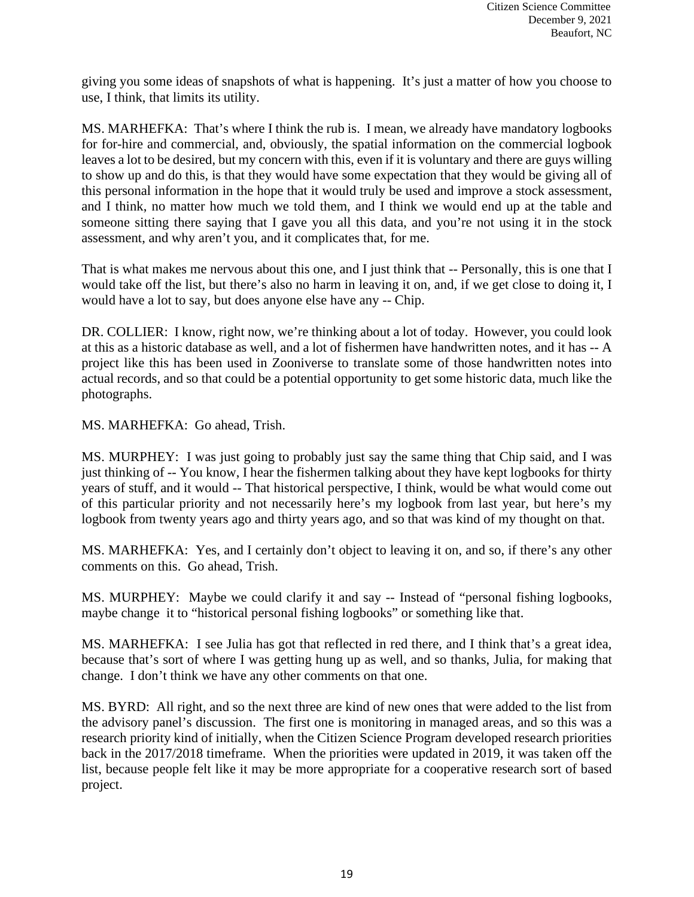giving you some ideas of snapshots of what is happening. It's just a matter of how you choose to use, I think, that limits its utility.

MS. MARHEFKA: That's where I think the rub is. I mean, we already have mandatory logbooks for for-hire and commercial, and, obviously, the spatial information on the commercial logbook leaves a lot to be desired, but my concern with this, even if it is voluntary and there are guys willing to show up and do this, is that they would have some expectation that they would be giving all of this personal information in the hope that it would truly be used and improve a stock assessment, and I think, no matter how much we told them, and I think we would end up at the table and someone sitting there saying that I gave you all this data, and you're not using it in the stock assessment, and why aren't you, and it complicates that, for me.

That is what makes me nervous about this one, and I just think that -- Personally, this is one that I would take off the list, but there's also no harm in leaving it on, and, if we get close to doing it, I would have a lot to say, but does anyone else have any -- Chip.

DR. COLLIER: I know, right now, we're thinking about a lot of today. However, you could look at this as a historic database as well, and a lot of fishermen have handwritten notes, and it has -- A project like this has been used in Zooniverse to translate some of those handwritten notes into actual records, and so that could be a potential opportunity to get some historic data, much like the photographs.

MS. MARHEFKA: Go ahead, Trish.

MS. MURPHEY: I was just going to probably just say the same thing that Chip said, and I was just thinking of -- You know, I hear the fishermen talking about they have kept logbooks for thirty years of stuff, and it would -- That historical perspective, I think, would be what would come out of this particular priority and not necessarily here's my logbook from last year, but here's my logbook from twenty years ago and thirty years ago, and so that was kind of my thought on that.

MS. MARHEFKA: Yes, and I certainly don't object to leaving it on, and so, if there's any other comments on this. Go ahead, Trish.

MS. MURPHEY: Maybe we could clarify it and say -- Instead of "personal fishing logbooks, maybe change it to "historical personal fishing logbooks" or something like that.

MS. MARHEFKA: I see Julia has got that reflected in red there, and I think that's a great idea, because that's sort of where I was getting hung up as well, and so thanks, Julia, for making that change. I don't think we have any other comments on that one.

MS. BYRD: All right, and so the next three are kind of new ones that were added to the list from the advisory panel's discussion. The first one is monitoring in managed areas, and so this was a research priority kind of initially, when the Citizen Science Program developed research priorities back in the 2017/2018 timeframe. When the priorities were updated in 2019, it was taken off the list, because people felt like it may be more appropriate for a cooperative research sort of based project.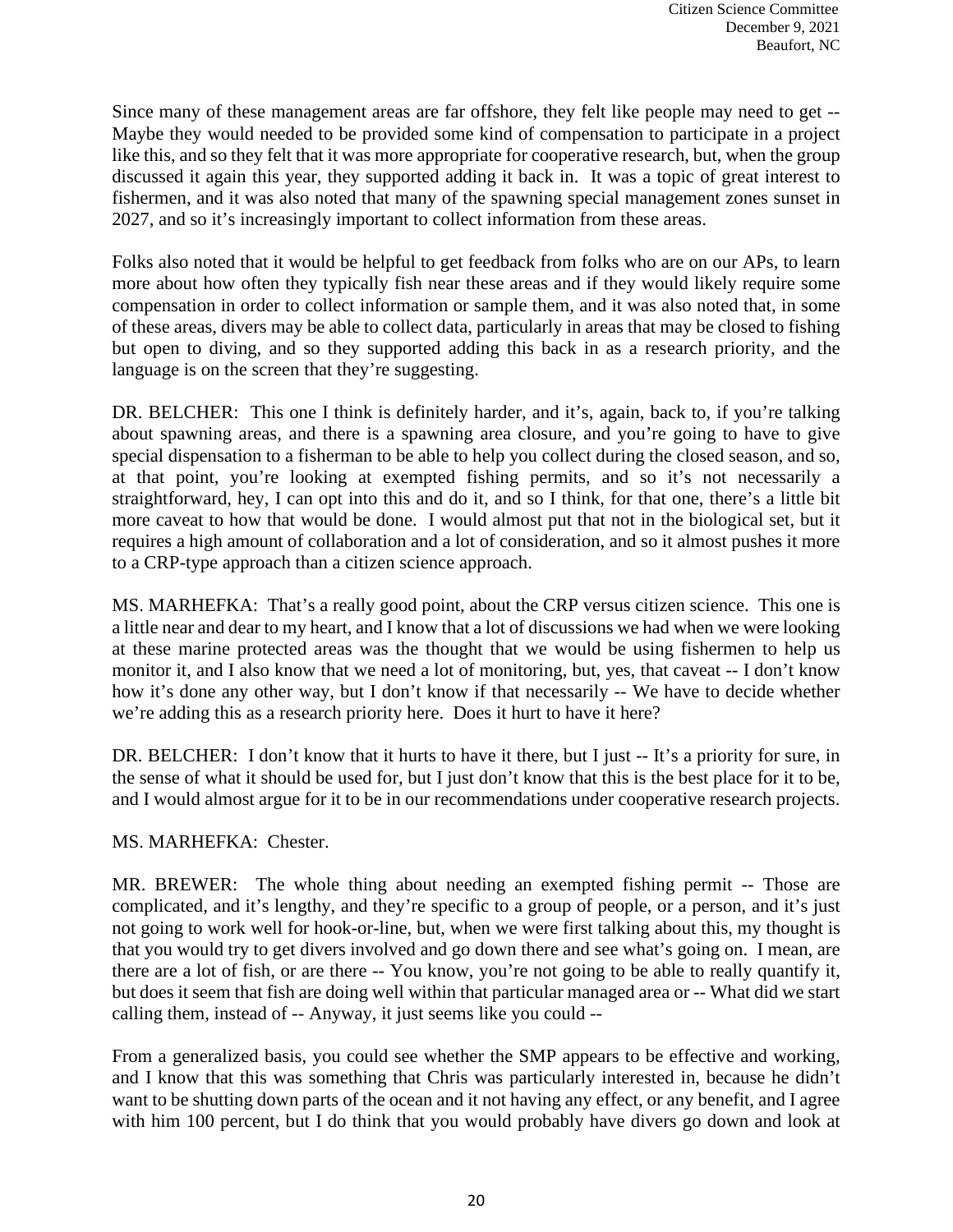Since many of these management areas are far offshore, they felt like people may need to get -- Maybe they would needed to be provided some kind of compensation to participate in a project like this, and so they felt that it was more appropriate for cooperative research, but, when the group discussed it again this year, they supported adding it back in. It was a topic of great interest to fishermen, and it was also noted that many of the spawning special management zones sunset in 2027, and so it's increasingly important to collect information from these areas.

Folks also noted that it would be helpful to get feedback from folks who are on our APs, to learn more about how often they typically fish near these areas and if they would likely require some compensation in order to collect information or sample them, and it was also noted that, in some of these areas, divers may be able to collect data, particularly in areas that may be closed to fishing but open to diving, and so they supported adding this back in as a research priority, and the language is on the screen that they're suggesting.

DR. BELCHER: This one I think is definitely harder, and it's, again, back to, if you're talking about spawning areas, and there is a spawning area closure, and you're going to have to give special dispensation to a fisherman to be able to help you collect during the closed season, and so, at that point, you're looking at exempted fishing permits, and so it's not necessarily a straightforward, hey, I can opt into this and do it, and so I think, for that one, there's a little bit more caveat to how that would be done. I would almost put that not in the biological set, but it requires a high amount of collaboration and a lot of consideration, and so it almost pushes it more to a CRP-type approach than a citizen science approach.

MS. MARHEFKA: That's a really good point, about the CRP versus citizen science. This one is a little near and dear to my heart, and I know that a lot of discussions we had when we were looking at these marine protected areas was the thought that we would be using fishermen to help us monitor it, and I also know that we need a lot of monitoring, but, yes, that caveat -- I don't know how it's done any other way, but I don't know if that necessarily -- We have to decide whether we're adding this as a research priority here. Does it hurt to have it here?

DR. BELCHER: I don't know that it hurts to have it there, but I just -- It's a priority for sure, in the sense of what it should be used for, but I just don't know that this is the best place for it to be, and I would almost argue for it to be in our recommendations under cooperative research projects.

MS. MARHEFKA: Chester.

MR. BREWER: The whole thing about needing an exempted fishing permit -- Those are complicated, and it's lengthy, and they're specific to a group of people, or a person, and it's just not going to work well for hook-or-line, but, when we were first talking about this, my thought is that you would try to get divers involved and go down there and see what's going on. I mean, are there are a lot of fish, or are there -- You know, you're not going to be able to really quantify it, but does it seem that fish are doing well within that particular managed area or -- What did we start calling them, instead of -- Anyway, it just seems like you could --

From a generalized basis, you could see whether the SMP appears to be effective and working, and I know that this was something that Chris was particularly interested in, because he didn't want to be shutting down parts of the ocean and it not having any effect, or any benefit, and I agree with him 100 percent, but I do think that you would probably have divers go down and look at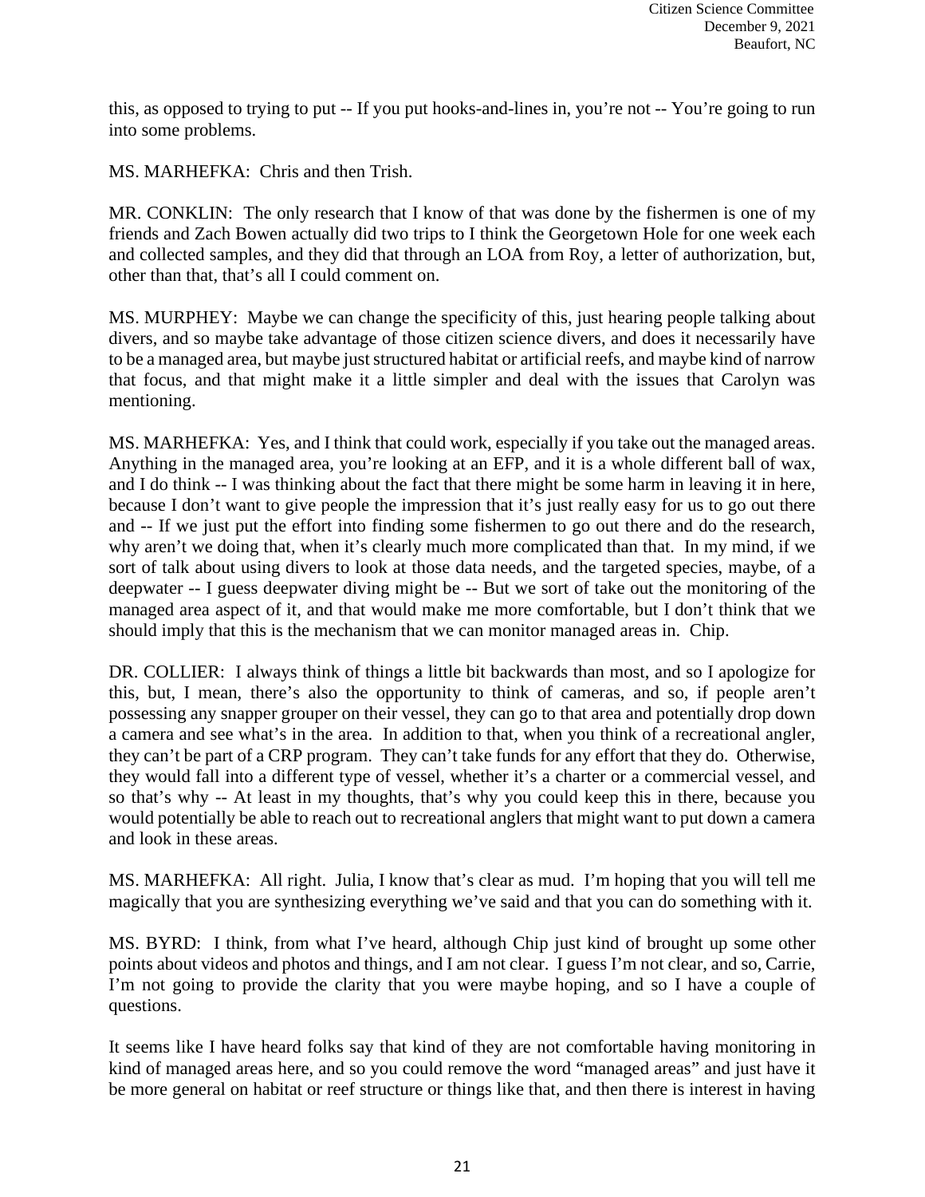this, as opposed to trying to put -- If you put hooks-and-lines in, you're not -- You're going to run into some problems.

MS. MARHEFKA: Chris and then Trish.

MR. CONKLIN: The only research that I know of that was done by the fishermen is one of my friends and Zach Bowen actually did two trips to I think the Georgetown Hole for one week each and collected samples, and they did that through an LOA from Roy, a letter of authorization, but, other than that, that's all I could comment on.

MS. MURPHEY: Maybe we can change the specificity of this, just hearing people talking about divers, and so maybe take advantage of those citizen science divers, and does it necessarily have to be a managed area, but maybe just structured habitat or artificial reefs, and maybe kind of narrow that focus, and that might make it a little simpler and deal with the issues that Carolyn was mentioning.

MS. MARHEFKA: Yes, and I think that could work, especially if you take out the managed areas. Anything in the managed area, you're looking at an EFP, and it is a whole different ball of wax, and I do think -- I was thinking about the fact that there might be some harm in leaving it in here, because I don't want to give people the impression that it's just really easy for us to go out there and -- If we just put the effort into finding some fishermen to go out there and do the research, why aren't we doing that, when it's clearly much more complicated than that. In my mind, if we sort of talk about using divers to look at those data needs, and the targeted species, maybe, of a deepwater -- I guess deepwater diving might be -- But we sort of take out the monitoring of the managed area aspect of it, and that would make me more comfortable, but I don't think that we should imply that this is the mechanism that we can monitor managed areas in. Chip.

DR. COLLIER: I always think of things a little bit backwards than most, and so I apologize for this, but, I mean, there's also the opportunity to think of cameras, and so, if people aren't possessing any snapper grouper on their vessel, they can go to that area and potentially drop down a camera and see what's in the area. In addition to that, when you think of a recreational angler, they can't be part of a CRP program. They can't take funds for any effort that they do. Otherwise, they would fall into a different type of vessel, whether it's a charter or a commercial vessel, and so that's why -- At least in my thoughts, that's why you could keep this in there, because you would potentially be able to reach out to recreational anglers that might want to put down a camera and look in these areas.

MS. MARHEFKA: All right. Julia, I know that's clear as mud. I'm hoping that you will tell me magically that you are synthesizing everything we've said and that you can do something with it.

MS. BYRD: I think, from what I've heard, although Chip just kind of brought up some other points about videos and photos and things, and I am not clear. I guess I'm not clear, and so, Carrie, I'm not going to provide the clarity that you were maybe hoping, and so I have a couple of questions.

It seems like I have heard folks say that kind of they are not comfortable having monitoring in kind of managed areas here, and so you could remove the word "managed areas" and just have it be more general on habitat or reef structure or things like that, and then there is interest in having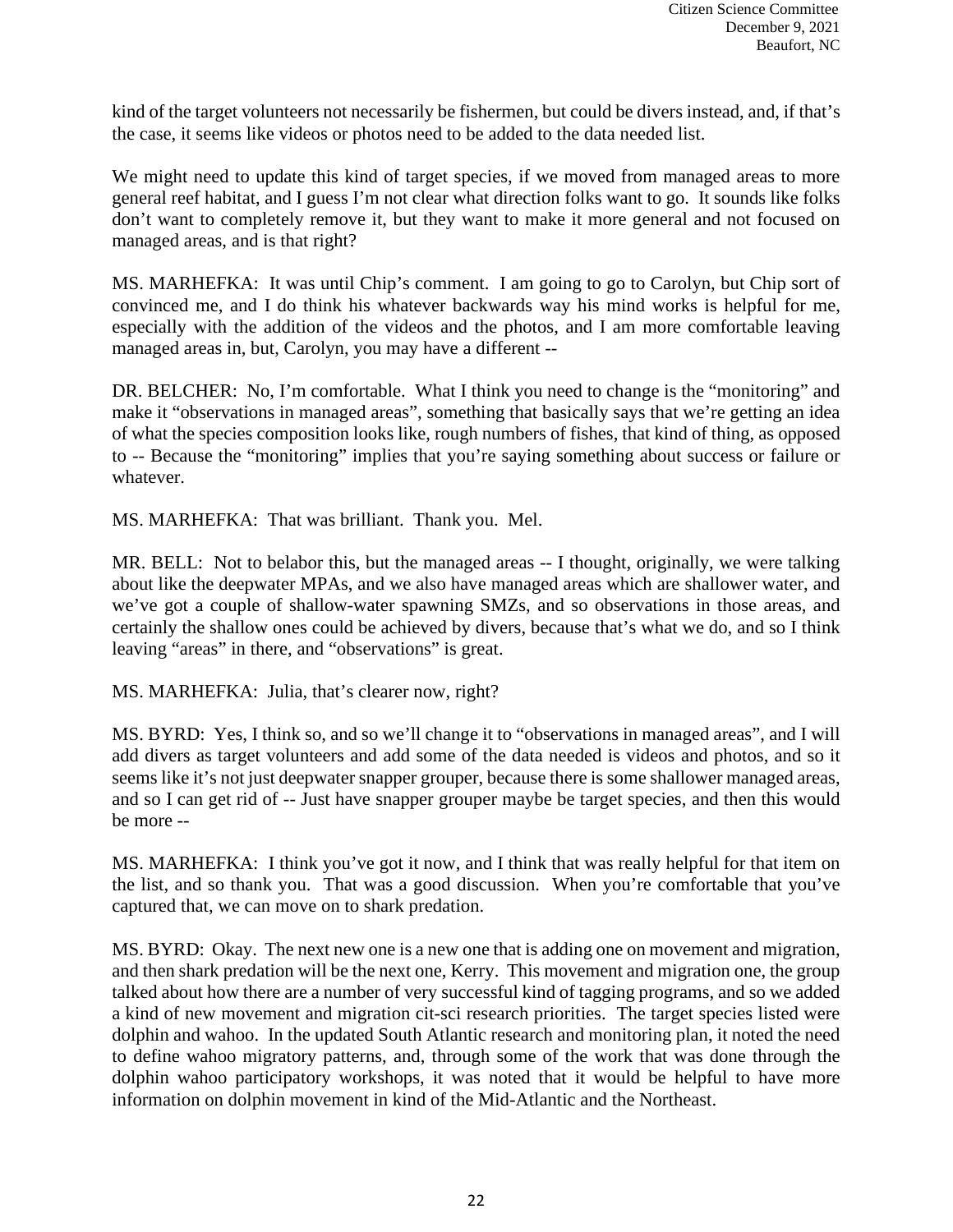kind of the target volunteers not necessarily be fishermen, but could be divers instead, and, if that's the case, it seems like videos or photos need to be added to the data needed list.

We might need to update this kind of target species, if we moved from managed areas to more general reef habitat, and I guess I'm not clear what direction folks want to go. It sounds like folks don't want to completely remove it, but they want to make it more general and not focused on managed areas, and is that right?

MS. MARHEFKA: It was until Chip's comment. I am going to go to Carolyn, but Chip sort of convinced me, and I do think his whatever backwards way his mind works is helpful for me, especially with the addition of the videos and the photos, and I am more comfortable leaving managed areas in, but, Carolyn, you may have a different --

DR. BELCHER: No, I'm comfortable. What I think you need to change is the "monitoring" and make it "observations in managed areas", something that basically says that we're getting an idea of what the species composition looks like, rough numbers of fishes, that kind of thing, as opposed to -- Because the "monitoring" implies that you're saying something about success or failure or whatever.

MS. MARHEFKA: That was brilliant. Thank you. Mel.

MR. BELL: Not to belabor this, but the managed areas -- I thought, originally, we were talking about like the deepwater MPAs, and we also have managed areas which are shallower water, and we've got a couple of shallow-water spawning SMZs, and so observations in those areas, and certainly the shallow ones could be achieved by divers, because that's what we do, and so I think leaving "areas" in there, and "observations" is great.

MS. MARHEFKA: Julia, that's clearer now, right?

MS. BYRD: Yes, I think so, and so we'll change it to "observations in managed areas", and I will add divers as target volunteers and add some of the data needed is videos and photos, and so it seems like it's not just deepwater snapper grouper, because there is some shallower managed areas, and so I can get rid of -- Just have snapper grouper maybe be target species, and then this would be more --

MS. MARHEFKA: I think you've got it now, and I think that was really helpful for that item on the list, and so thank you. That was a good discussion. When you're comfortable that you've captured that, we can move on to shark predation.

MS. BYRD: Okay. The next new one is a new one that is adding one on movement and migration, and then shark predation will be the next one, Kerry. This movement and migration one, the group talked about how there are a number of very successful kind of tagging programs, and so we added a kind of new movement and migration cit-sci research priorities. The target species listed were dolphin and wahoo. In the updated South Atlantic research and monitoring plan, it noted the need to define wahoo migratory patterns, and, through some of the work that was done through the dolphin wahoo participatory workshops, it was noted that it would be helpful to have more information on dolphin movement in kind of the Mid-Atlantic and the Northeast.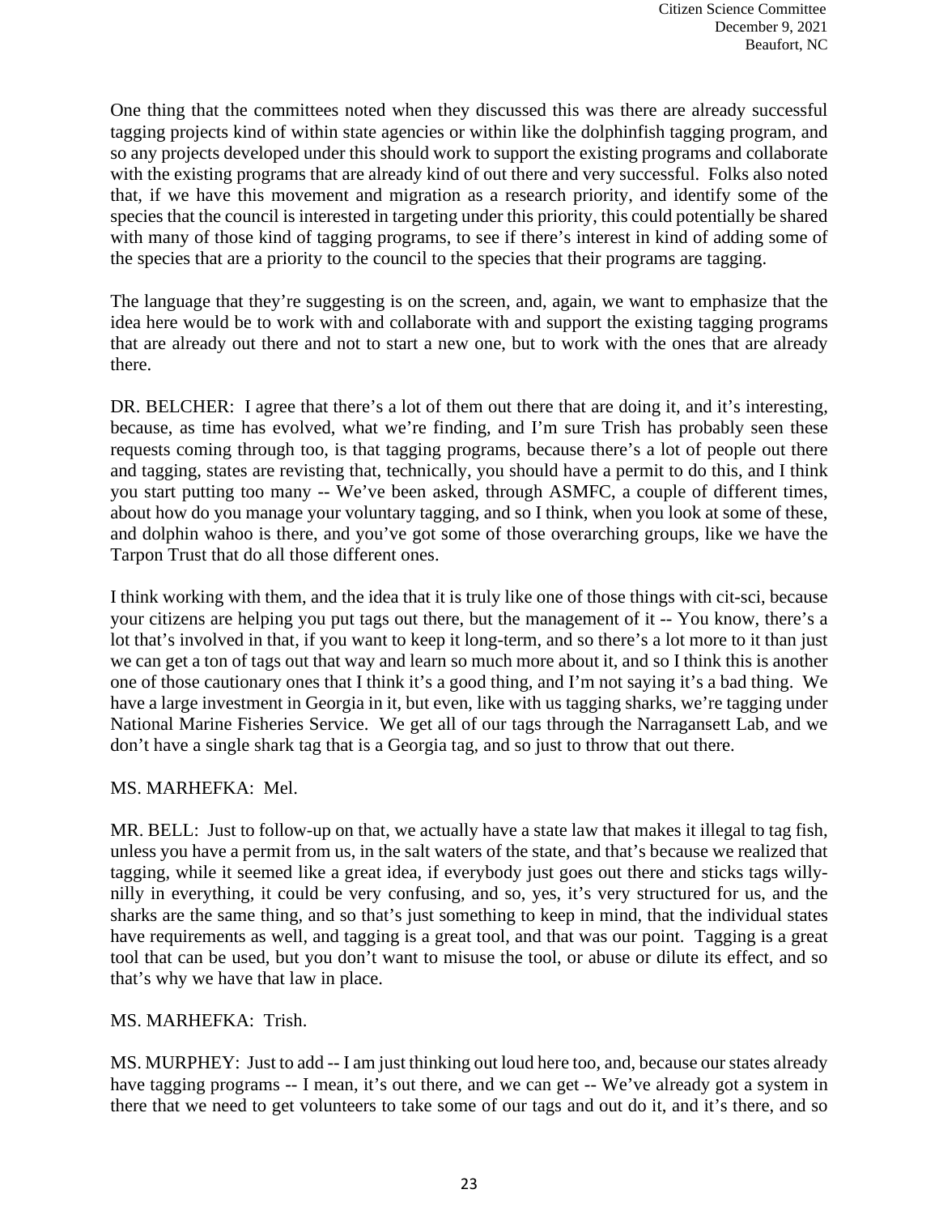One thing that the committees noted when they discussed this was there are already successful tagging projects kind of within state agencies or within like the dolphinfish tagging program, and so any projects developed under this should work to support the existing programs and collaborate with the existing programs that are already kind of out there and very successful. Folks also noted that, if we have this movement and migration as a research priority, and identify some of the species that the council is interested in targeting under this priority, this could potentially be shared with many of those kind of tagging programs, to see if there's interest in kind of adding some of the species that are a priority to the council to the species that their programs are tagging.

The language that they're suggesting is on the screen, and, again, we want to emphasize that the idea here would be to work with and collaborate with and support the existing tagging programs that are already out there and not to start a new one, but to work with the ones that are already there.

DR. BELCHER: I agree that there's a lot of them out there that are doing it, and it's interesting, because, as time has evolved, what we're finding, and I'm sure Trish has probably seen these requests coming through too, is that tagging programs, because there's a lot of people out there and tagging, states are revisiting that, technically, you should have a permit to do this, and I think you start putting too many -- We've been asked, through ASMFC, a couple of different times, about how do you manage your voluntary tagging, and so I think, when you look at some of these, and dolphin wahoo is there, and you've got some of those overarching groups, like we have the Tarpon Trust that do all those different ones.

I think working with them, and the idea that it is truly like one of those things with cit-sci, because your citizens are helping you put tags out there, but the management of it -- You know, there's a lot that's involved in that, if you want to keep it long-term, and so there's a lot more to it than just we can get a ton of tags out that way and learn so much more about it, and so I think this is another one of those cautionary ones that I think it's a good thing, and I'm not saying it's a bad thing. We have a large investment in Georgia in it, but even, like with us tagging sharks, we're tagging under National Marine Fisheries Service. We get all of our tags through the Narragansett Lab, and we don't have a single shark tag that is a Georgia tag, and so just to throw that out there.

MS. MARHEFKA: Mel.

MR. BELL: Just to follow-up on that, we actually have a state law that makes it illegal to tag fish, unless you have a permit from us, in the salt waters of the state, and that's because we realized that tagging, while it seemed like a great idea, if everybody just goes out there and sticks tags willy-nilly in everything, it could be very confusing, and so, yes, it's very structured for us, and the sharks are the same thing, and so that's just something to keep in mind, that the individual states have requirements as well, and tagging is a great tool, and that was our point. Tagging is a great tool that can be used, but you don't want to misuse the tool, or abuse or dilute its effect, and so that's why we have that law in place.

MS. MARHEFKA: Trish.

MS. MURPHEY: Just to add -- I am just thinking out loud here too, and, because our states already have tagging programs -- I mean, it's out there, and we can get -- We've already got a system in there that we need to get volunteers to take some of our tags and out do it, and it's there, and so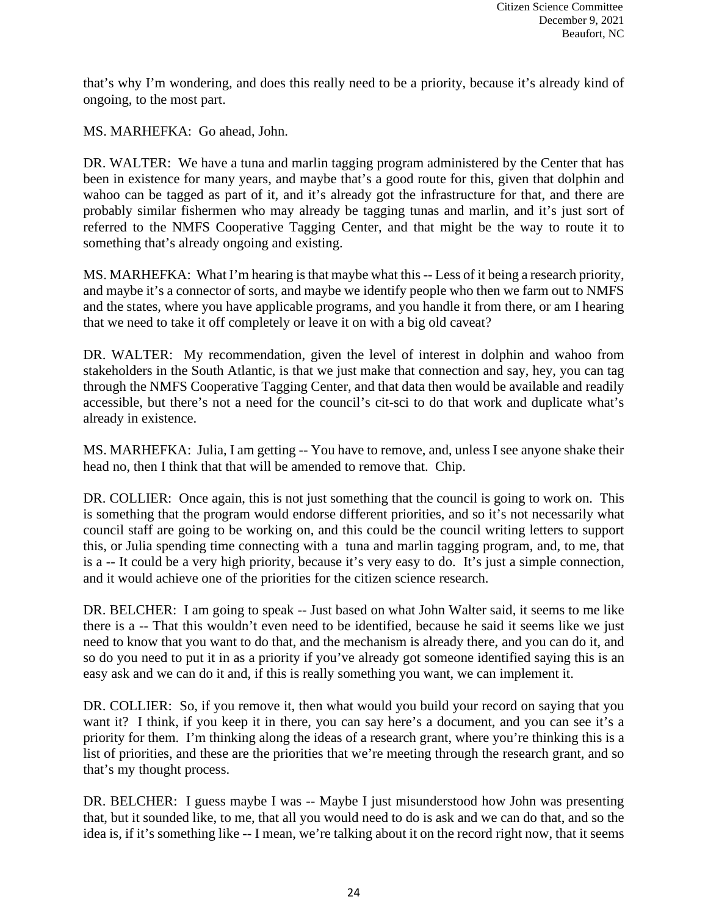that's why I'm wondering, and does this really need to be a priority, because it's already kind of ongoing, to the most part.

MS. MARHEFKA: Go ahead, John.

DR. WALTER: We have a tuna and marlin tagging program administered by the Center that has been in existence for many years, and maybe that's a good route for this, given that dolphin and wahoo can be tagged as part of it, and it's already got the infrastructure for that, and there are probably similar fishermen who may already be tagging tunas and marlin, and it's just sort of referred to the NMFS Cooperative Tagging Center, and that might be the way to route it to something that's already ongoing and existing.

MS. MARHEFKA: What I'm hearing is that maybe what this -- Less of it being a research priority, and maybe it's a connector of sorts, and maybe we identify people who then we farm out to NMFS and the states, where you have applicable programs, and you handle it from there, or am I hearing that we need to take it off completely or leave it on with a big old caveat?

DR. WALTER: My recommendation, given the level of interest in dolphin and wahoo from stakeholders in the South Atlantic, is that we just make that connection and say, hey, you can tag through the NMFS Cooperative Tagging Center, and that data then would be available and readily accessible, but there's not a need for the council's cit-sci to do that work and duplicate what's already in existence.

MS. MARHEFKA: Julia, I am getting -- You have to remove, and, unless I see anyone shake their head no, then I think that that will be amended to remove that. Chip.

DR. COLLIER: Once again, this is not just something that the council is going to work on. This is something that the program would endorse different priorities, and so it's not necessarily what council staff are going to be working on, and this could be the council writing letters to support this, or Julia spending time connecting with a tuna and marlin tagging program, and, to me, that is a -- It could be a very high priority, because it's very easy to do. It's just a simple connection, and it would achieve one of the priorities for the citizen science research.

DR. BELCHER: I am going to speak -- Just based on what John Walter said, it seems to me like there is a -- That this wouldn't even need to be identified, because he said it seems like we just need to know that you want to do that, and the mechanism is already there, and you can do it, and so do you need to put it in as a priority if you've already got someone identified saying this is an easy ask and we can do it and, if this is really something you want, we can implement it.

DR. COLLIER: So, if you remove it, then what would you build your record on saying that you want it? I think, if you keep it in there, you can say here's a document, and you can see it's a priority for them. I'm thinking along the ideas of a research grant, where you're thinking this is a list of priorities, and these are the priorities that we're meeting through the research grant, and so that's my thought process.

DR. BELCHER: I guess maybe I was -- Maybe I just misunderstood how John was presenting that, but it sounded like, to me, that all you would need to do is ask and we can do that, and so the idea is, if it's something like -- I mean, we're talking about it on the record right now, that it seems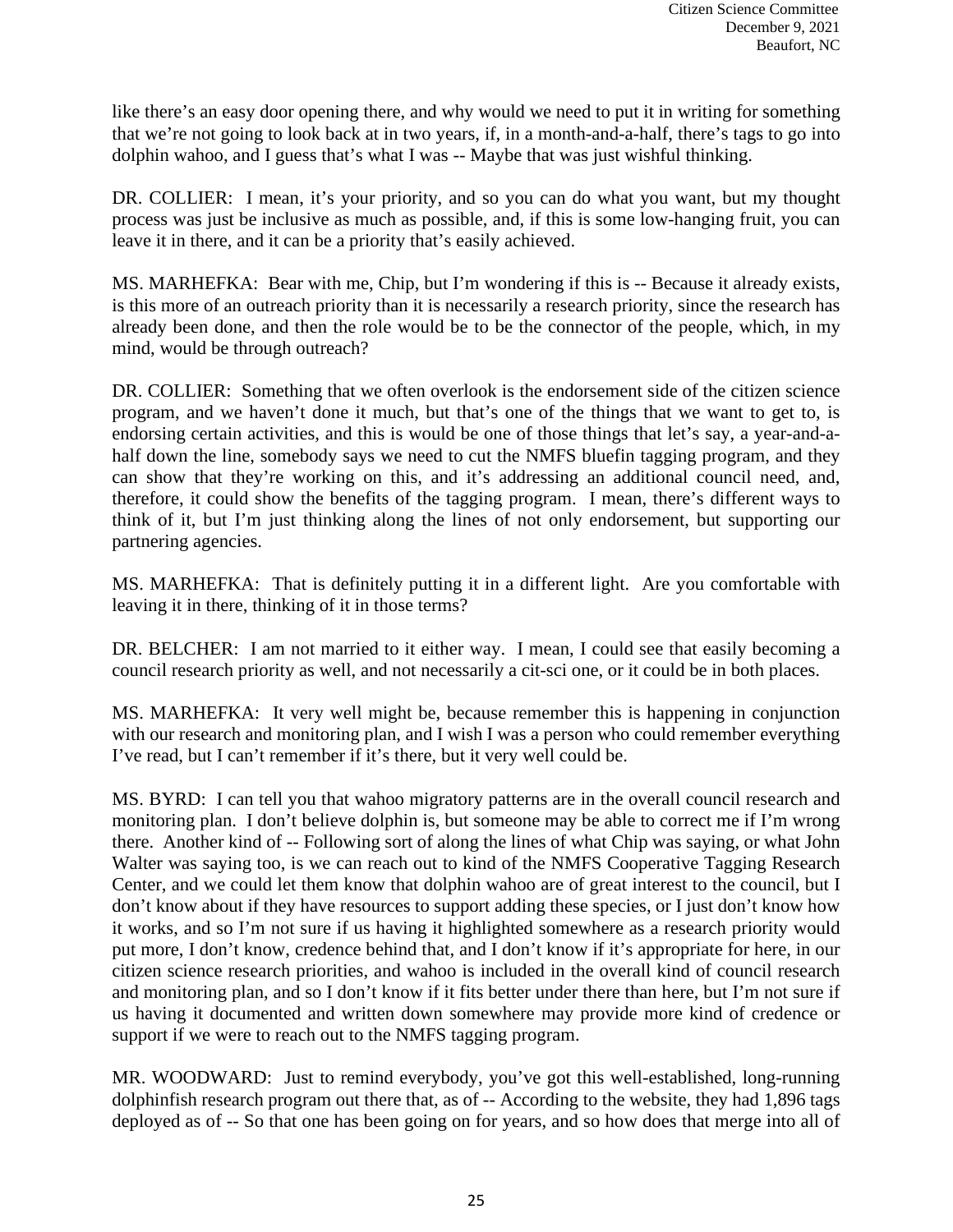like there's an easy door opening there, and why would we need to put it in writing for something that we're not going to look back at in two years, if, in a month-and-a-half, there's tags to go into dolphin wahoo, and I guess that's what I was -- Maybe that was just wishful thinking.

DR. COLLIER: I mean, it's your priority, and so you can do what you want, but my thought process was just be inclusive as much as possible, and, if this is some low-hanging fruit, you can leave it in there, and it can be a priority that's easily achieved.

MS. MARHEFKA: Bear with me, Chip, but I'm wondering if this is -- Because it already exists, is this more of an outreach priority than it is necessarily a research priority, since the research has already been done, and then the role would be to be the connector of the people, which, in my mind, would be through outreach?

DR. COLLIER: Something that we often overlook is the endorsement side of the citizen science program, and we haven't done it much, but that's one of the things that we want to get to, is endorsing certain activities, and this is would be one of those things that let's say, a year-and-a-half down the line, somebody says we need to cut the NMFS bluefin tagging program, and they can show that they're working on this, and it's addressing an additional council need, and, therefore, it could show the benefits of the tagging program. I mean, there's different ways to think of it, but I'm just thinking along the lines of not only endorsement, but supporting our partnering agencies.

MS. MARHEFKA: That is definitely putting it in a different light. Are you comfortable with leaving it in there, thinking of it in those terms?

DR. BELCHER: I am not married to it either way. I mean, I could see that easily becoming a council research priority as well, and not necessarily a cit-sci one, or it could be in both places.

MS. MARHEFKA: It very well might be, because remember this is happening in conjunction with our research and monitoring plan, and I wish I was a person who could remember everything I've read, but I can't remember if it's there, but it very well could be.

MS. BYRD: I can tell you that wahoo migratory patterns are in the overall council research and monitoring plan. I don't believe dolphin is, but someone may be able to correct me if I'm wrong there. Another kind of -- Following sort of along the lines of what Chip was saying, or what John Walter was saying too, is we can reach out to kind of the NMFS Cooperative Tagging Research Center, and we could let them know that dolphin wahoo are of great interest to the council, but I don't know about if they have resources to support adding these species, or I just don't know how it works, and so I'm not sure if us having it highlighted somewhere as a research priority would put more, I don't know, credence behind that, and I don't know if it's appropriate for here, in our citizen science research priorities, and wahoo is included in the overall kind of council research and monitoring plan, and so I don't know if it fits better under there than here, but I'm not sure if us having it documented and written down somewhere may provide more kind of credence or support if we were to reach out to the NMFS tagging program.

MR. WOODWARD: Just to remind everybody, you've got this well-established, long-running dolphinfish research program out there that, as of -- According to the website, they had 1,896 tags deployed as of -- So that one has been going on for years, and so how does that merge into all of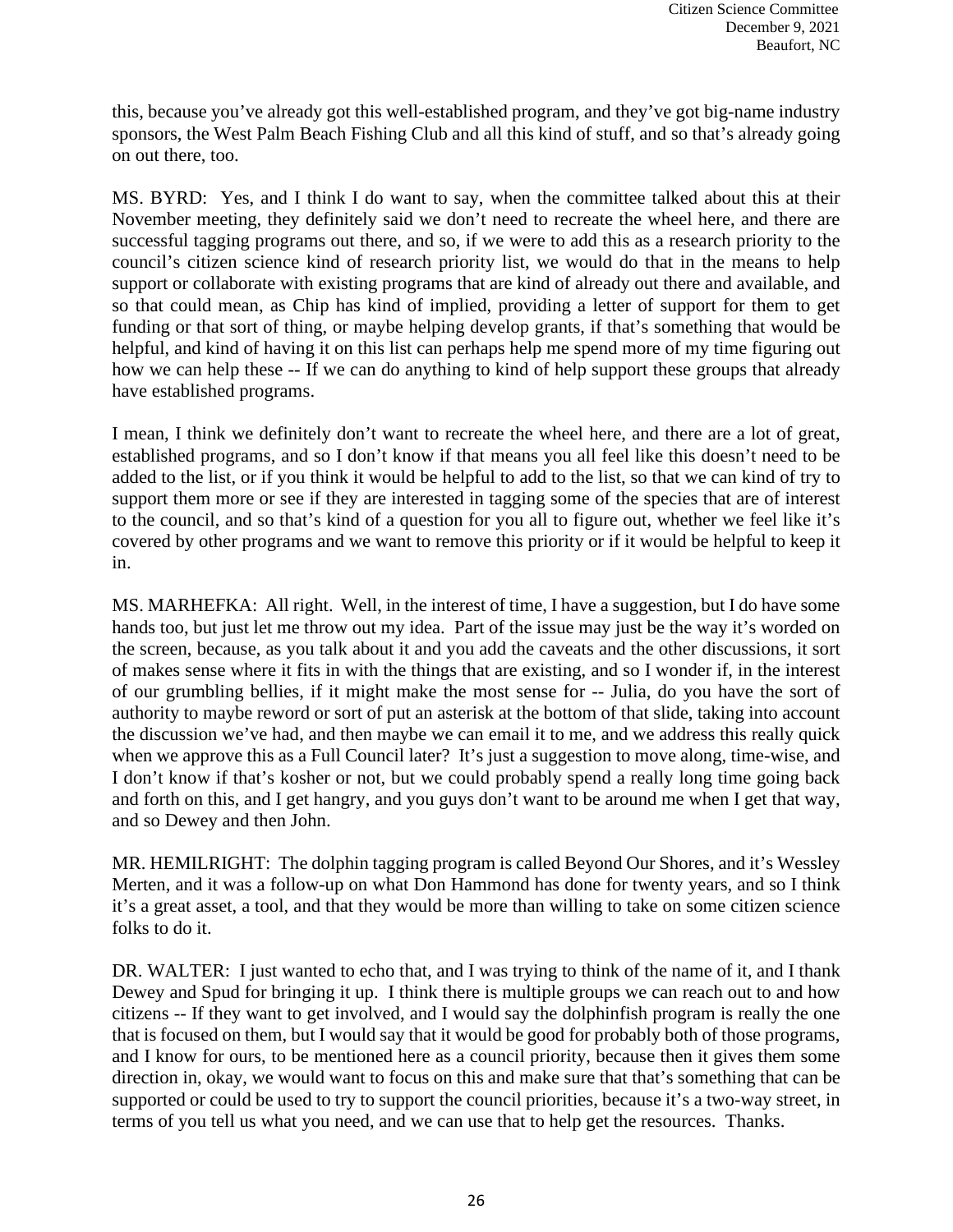this, because you've already got this well-established program, and they've got big-name industry sponsors, the West Palm Beach Fishing Club and all this kind of stuff, and so that's already going on out there, too.

MS. BYRD: Yes, and I think I do want to say, when the committee talked about this at their November meeting, they definitely said we don't need to recreate the wheel here, and there are successful tagging programs out there, and so, if we were to add this as a research priority to the council's citizen science kind of research priority list, we would do that in the means to help support or collaborate with existing programs that are kind of already out there and available, and so that could mean, as Chip has kind of implied, providing a letter of support for them to get funding or that sort of thing, or maybe helping develop grants, if that's something that would be helpful, and kind of having it on this list can perhaps help me spend more of my time figuring out how we can help these -- If we can do anything to kind of help support these groups that already have established programs.

I mean, I think we definitely don't want to recreate the wheel here, and there are a lot of great, established programs, and so I don't know if that means you all feel like this doesn't need to be added to the list, or if you think it would be helpful to add to the list, so that we can kind of try to support them more or see if they are interested in tagging some of the species that are of interest to the council, and so that's kind of a question for you all to figure out, whether we feel like it's covered by other programs and we want to remove this priority or if it would be helpful to keep it in.

MS. MARHEFKA: All right. Well, in the interest of time, I have a suggestion, but I do have some hands too, but just let me throw out my idea. Part of the issue may just be the way it's worded on the screen, because, as you talk about it and you add the caveats and the other discussions, it sort of makes sense where it fits in with the things that are existing, and so I wonder if, in the interest of our grumbling bellies, if it might make the most sense for -- Julia, do you have the sort of authority to maybe reword or sort of put an asterisk at the bottom of that slide, taking into account the discussion we've had, and then maybe we can email it to me, and we address this really quick when we approve this as a Full Council later? It's just a suggestion to move along, time-wise, and I don't know if that's kosher or not, but we could probably spend a really long time going back and forth on this, and I get hangry, and you guys don't want to be around me when I get that way, and so Dewey and then John.

MR. HEMILRIGHT: The dolphin tagging program is called Beyond Our Shores, and it's Wessley Merten, and it was a follow-up on what Don Hammond has done for twenty years, and so I think it's a great asset, a tool, and that they would be more than willing to take on some citizen science folks to do it.

DR. WALTER: I just wanted to echo that, and I was trying to think of the name of it, and I thank Dewey and Spud for bringing it up. I think there is multiple groups we can reach out to and how citizens -- If they want to get involved, and I would say the dolphinfish program is really the one that is focused on them, but I would say that it would be good for probably both of those programs, and I know for ours, to be mentioned here as a council priority, because then it gives them some direction in, okay, we would want to focus on this and make sure that that's something that can be supported or could be used to try to support the council priorities, because it's a two-way street, in terms of you tell us what you need, and we can use that to help get the resources. Thanks.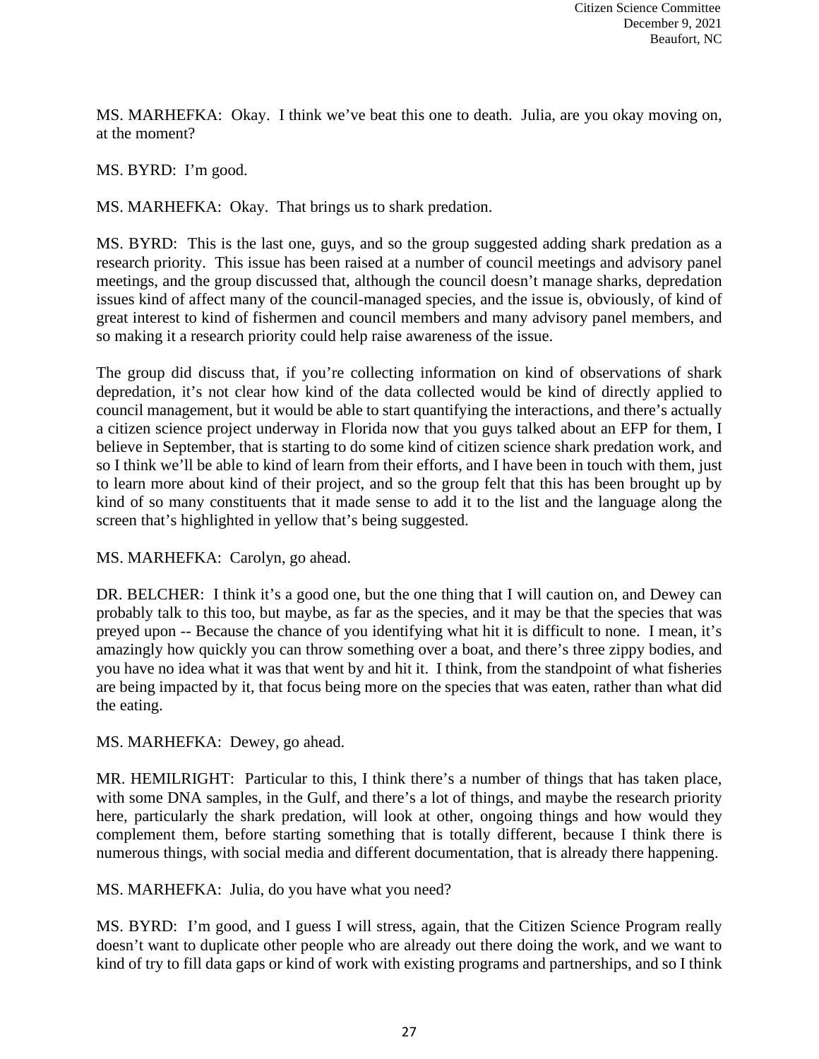MS. MARHEFKA: Okay. I think we've beat this one to death. Julia, are you okay moving on, at the moment?

MS. BYRD: I'm good.

MS. MARHEFKA: Okay. That brings us to shark predation.

MS. BYRD: This is the last one, guys, and so the group suggested adding shark predation as a research priority. This issue has been raised at a number of council meetings and advisory panel meetings, and the group discussed that, although the council doesn't manage sharks, depredation issues kind of affect many of the council-managed species, and the issue is, obviously, of kind of great interest to kind of fishermen and council members and many advisory panel members, and so making it a research priority could help raise awareness of the issue.

The group did discuss that, if you're collecting information on kind of observations of shark depredation, it's not clear how kind of the data collected would be kind of directly applied to council management, but it would be able to start quantifying the interactions, and there's actually a citizen science project underway in Florida now that you guys talked about an EFP for them, I believe in September, that is starting to do some kind of citizen science shark predation work, and so I think we'll be able to kind of learn from their efforts, and I have been in touch with them, just to learn more about kind of their project, and so the group felt that this has been brought up by kind of so many constituents that it made sense to add it to the list and the language along the screen that's highlighted in yellow that's being suggested.

MS. MARHEFKA: Carolyn, go ahead.

DR. BELCHER: I think it's a good one, but the one thing that I will caution on, and Dewey can probably talk to this too, but maybe, as far as the species, and it may be that the species that was preyed upon -- Because the chance of you identifying what hit it is difficult to none. I mean, it's amazingly how quickly you can throw something over a boat, and there's three zippy bodies, and you have no idea what it was that went by and hit it. I think, from the standpoint of what fisheries are being impacted by it, that focus being more on the species that was eaten, rather than what did the eating.

MS. MARHEFKA: Dewey, go ahead.

MR. HEMILRIGHT: Particular to this, I think there's a number of things that has taken place, with some DNA samples, in the Gulf, and there's a lot of things, and maybe the research priority here, particularly the shark predation, will look at other, ongoing things and how would they complement them, before starting something that is totally different, because I think there is numerous things, with social media and different documentation, that is already there happening.

MS. MARHEFKA: Julia, do you have what you need?

MS. BYRD: I'm good, and I guess I will stress, again, that the Citizen Science Program really doesn't want to duplicate other people who are already out there doing the work, and we want to kind of try to fill data gaps or kind of work with existing programs and partnerships, and so I think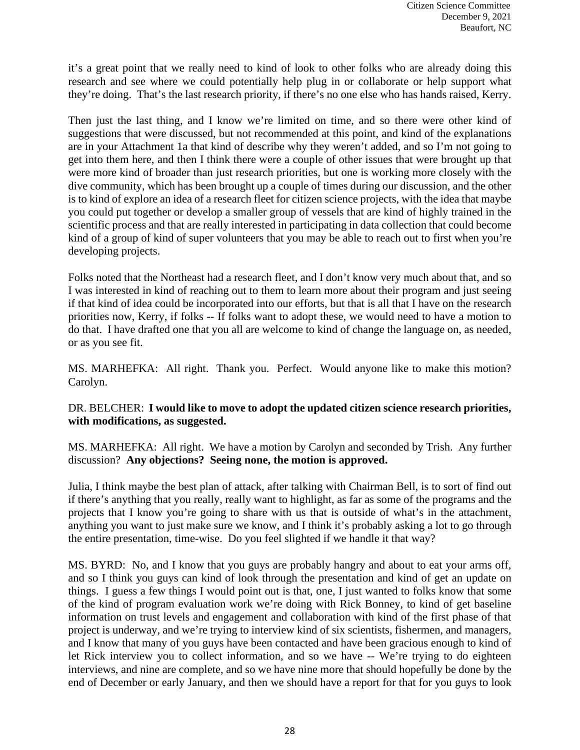it's a great point that we really need to kind of look to other folks who are already doing this research and see where we could potentially help plug in or collaborate or help support what they're doing. That's the last research priority, if there's no one else who has hands raised, Kerry.

Then just the last thing, and I know we're limited on time, and so there were other kind of suggestions that were discussed, but not recommended at this point, and kind of the explanations are in your Attachment 1a that kind of describe why they weren't added, and so I'm not going to get into them here, and then I think there were a couple of other issues that were brought up that were more kind of broader than just research priorities, but one is working more closely with the dive community, which has been brought up a couple of times during our discussion, and the other is to kind of explore an idea of a research fleet for citizen science projects, with the idea that maybe you could put together or develop a smaller group of vessels that are kind of highly trained in the scientific process and that are really interested in participating in data collection that could become kind of a group of kind of super volunteers that you may be able to reach out to first when you're developing projects.

Folks noted that the Northeast had a research fleet, and I don't know very much about that, and so I was interested in kind of reaching out to them to learn more about their program and just seeing if that kind of idea could be incorporated into our efforts, but that is all that I have on the research priorities now, Kerry, if folks -- If folks want to adopt these, we would need to have a motion to do that. I have drafted one that you all are welcome to kind of change the language on, as needed, or as you see fit.

MS. MARHEFKA: All right. Thank you. Perfect. Would anyone like to make this motion? Carolyn.

DR. BELCHER: **I would like to move to adopt the updated citizen science research priorities, with modifications, as suggested.**

MS. MARHEFKA: All right. We have a motion by Carolyn and seconded by Trish. Any further discussion? **Any objections? Seeing none, the motion is approved.**

Julia, I think maybe the best plan of attack, after talking with Chairman Bell, is to sort of find out if there's anything that you really, really want to highlight, as far as some of the programs and the projects that I know you're going to share with us that is outside of what's in the attachment, anything you want to just make sure we know, and I think it's probably asking a lot to go through the entire presentation, time-wise. Do you feel slighted if we handle it that way?

MS. BYRD: No, and I know that you guys are probably hangry and about to eat your arms off, and so I think you guys can kind of look through the presentation and kind of get an update on things. I guess a few things I would point out is that, one, I just wanted to folks know that some of the kind of program evaluation work we're doing with Rick Bonney, to kind of get baseline information on trust levels and engagement and collaboration with kind of the first phase of that project is underway, and we're trying to interview kind of six scientists, fishermen, and managers, and I know that many of you guys have been contacted and have been gracious enough to kind of let Rick interview you to collect information, and so we have -- We're trying to do eighteen interviews, and nine are complete, and so we have nine more that should hopefully be done by the end of December or early January, and then we should have a report for that for you guys to look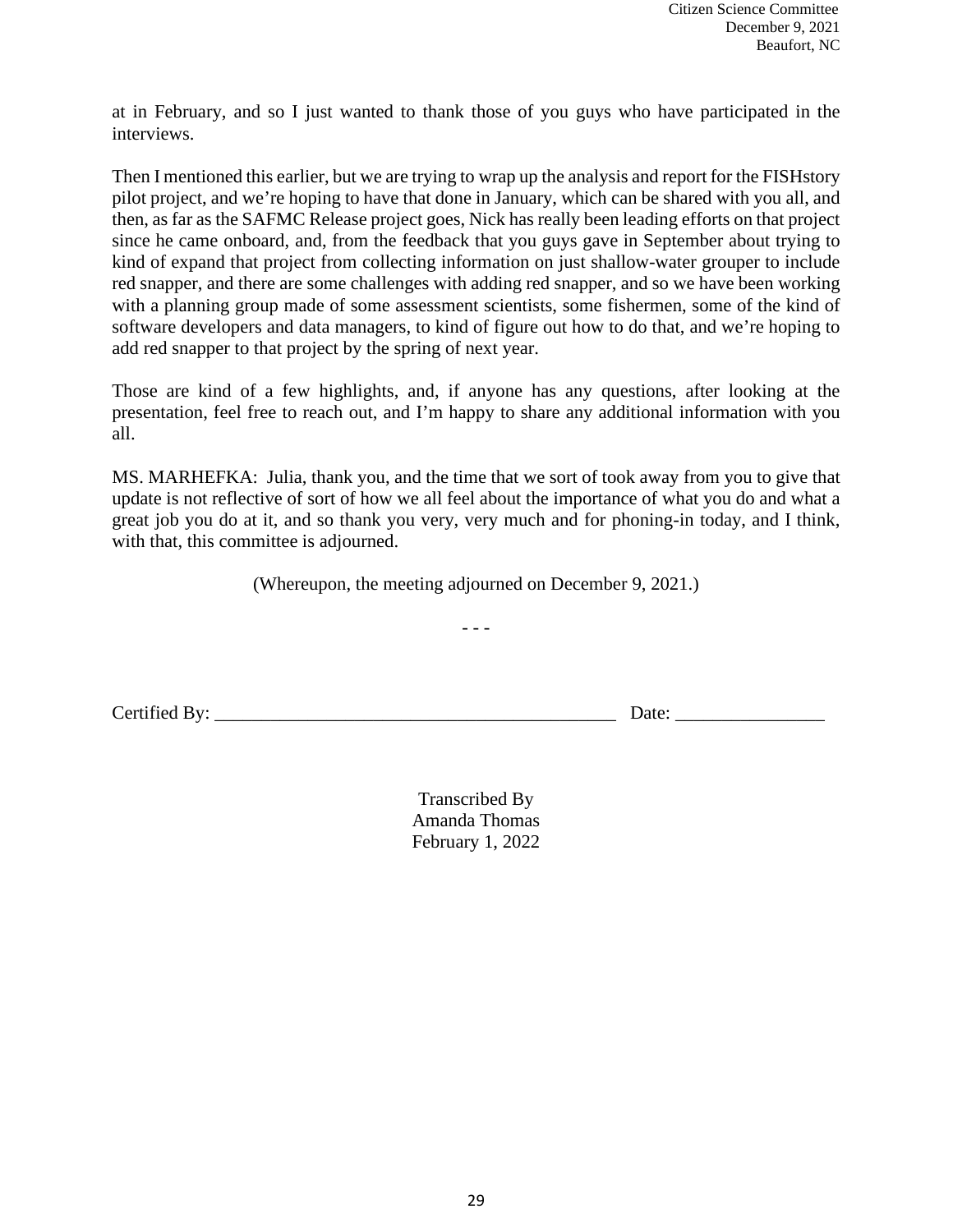at in February, and so I just wanted to thank those of you guys who have participated in the interviews.

Then I mentioned this earlier, but we are trying to wrap up the analysis and report for the FISHstory pilot project, and we're hoping to have that done in January, which can be shared with you all, and then, as far as the SAFMC Release project goes, Nick has really been leading efforts on that project since he came onboard, and, from the feedback that you guys gave in September about trying to kind of expand that project from collecting information on just shallow-water grouper to include red snapper, and there are some challenges with adding red snapper, and so we have been working with a planning group made of some assessment scientists, some fishermen, some of the kind of software developers and data managers, to kind of figure out how to do that, and we're hoping to add red snapper to that project by the spring of next year.

Those are kind of a few highlights, and, if anyone has any questions, after looking at the presentation, feel free to reach out, and I'm happy to share any additional information with you all.

MS. MARHEFKA: Julia, thank you, and the time that we sort of took away from you to give that update is not reflective of sort of how we all feel about the importance of what you do and what a great job you do at it, and so thank you very, very much and for phoning-in today, and I think, with that, this committee is adjourned.

(Whereupon, the meeting adjourned on December 9, 2021.)

- - -

Certified By: ________________________________________ Date: ________________

Transcribed By
Amanda Thomas
February 1, 2022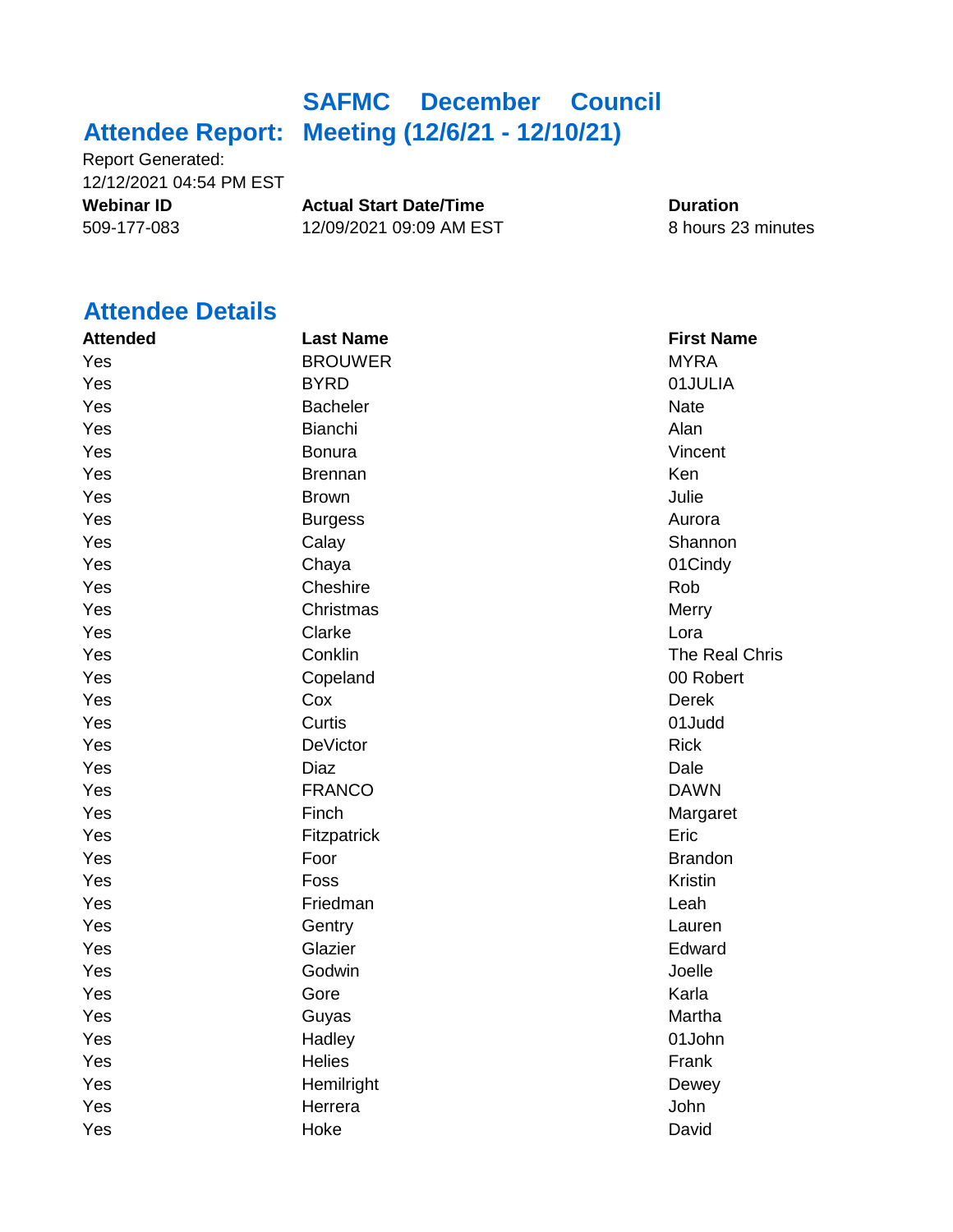# Attendee Report: SAFMC December Council Meeting (12/6/21 - 12/10/21)

Report Generated:
12/12/2021 04:54 PM EST

| Webinar ID | Actual Start Date/Time | Duration |
|---|---|---|
| 509-177-083 | 12/09/2021 09:09 AM EST | 8 hours 23 minutes |

## Attendee Details

| Attended | Last Name | First Name |
|---|---|---|
| Yes | BROUWER | MYRA |
| Yes | BYRD | 01JULIA |
| Yes | Bacheler | Nate |
| Yes | Bianchi | Alan |
| Yes | Bonura | Vincent |
| Yes | Brennan | Ken |
| Yes | Brown | Julie |
| Yes | Burgess | Aurora |
| Yes | Calay | Shannon |
| Yes | Chaya | 01Cindy |
| Yes | Cheshire | Rob |
| Yes | Christmas | Merry |
| Yes | Clarke | Lora |
| Yes | Conklin | The Real Chris |
| Yes | Copeland | 00 Robert |
| Yes | Cox | Derek |
| Yes | Curtis | 01Judd |
| Yes | DeVictor | Rick |
| Yes | Diaz | Dale |
| Yes | FRANCO | DAWN |
| Yes | Finch | Margaret |
| Yes | Fitzpatrick | Eric |
| Yes | Foor | Brandon |
| Yes | Foss | Kristin |
| Yes | Friedman | Leah |
| Yes | Gentry | Lauren |
| Yes | Glazier | Edward |
| Yes | Godwin | Joelle |
| Yes | Gore | Karla |
| Yes | Guyas | Martha |
| Yes | Hadley | 01John |
| Yes | Helies | Frank |
| Yes | Hemilright | Dewey |
| Yes | Herrera | John |
| Yes | Hoke | David |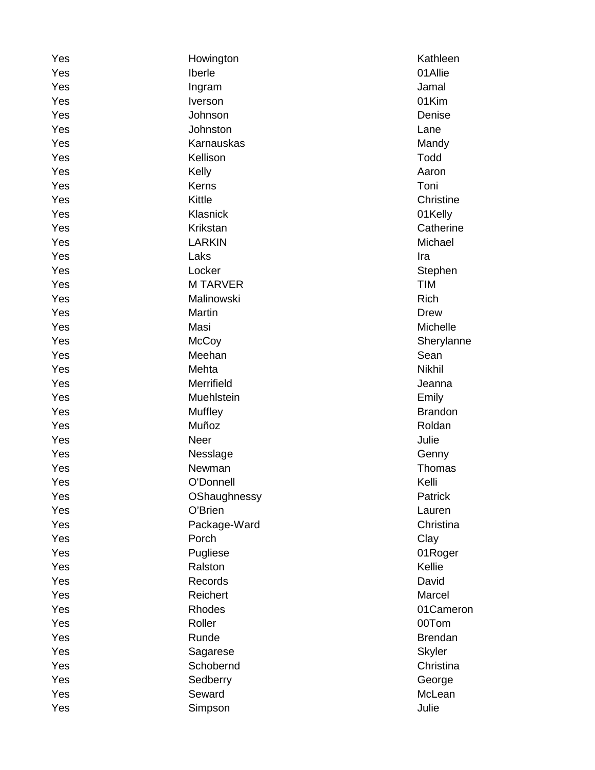| | | |
|---|---|---|
| Yes | Howington | Kathleen |
| Yes | Iberle | 01Allie |
| Yes | Ingram | Jamal |
| Yes | Iverson | 01Kim |
| Yes | Johnson | Denise |
| Yes | Johnston | Lane |
| Yes | Karnauskas | Mandy |
| Yes | Kellison | Todd |
| Yes | Kelly | Aaron |
| Yes | Kerns | Toni |
| Yes | Kittle | Christine |
| Yes | Klasnick | 01Kelly |
| Yes | Krikstan | Catherine |
| Yes | LARKIN | Michael |
| Yes | Laks | Ira |
| Yes | Locker | Stephen |
| Yes | M TARVER | TIM |
| Yes | Malinowski | Rich |
| Yes | Martin | Drew |
| Yes | Masi | Michelle |
| Yes | McCoy | Sherylanne |
| Yes | Meehan | Sean |
| Yes | Mehta | Nikhil |
| Yes | Merrifield | Jeanna |
| Yes | Muehlstein | Emily |
| Yes | Muffley | Brandon |
| Yes | Muñoz | Roldan |
| Yes | Neer | Julie |
| Yes | Nesslage | Genny |
| Yes | Newman | Thomas |
| Yes | O'Donnell | Kelli |
| Yes | OShaughnessy | Patrick |
| Yes | O’Brien | Lauren |
| Yes | Package-Ward | Christina |
| Yes | Porch | Clay |
| Yes | Pugliese | 01Roger |
| Yes | Ralston | Kellie |
| Yes | Records | David |
| Yes | Reichert | Marcel |
| Yes | Rhodes | 01Cameron |
| Yes | Roller | 00Tom |
| Yes | Runde | Brendan |
| Yes | Sagarese | Skyler |
| Yes | Schobernd | Christina |
| Yes | Sedberry | George |
| Yes | Seward | McLean |
| Yes | Simpson | Julie |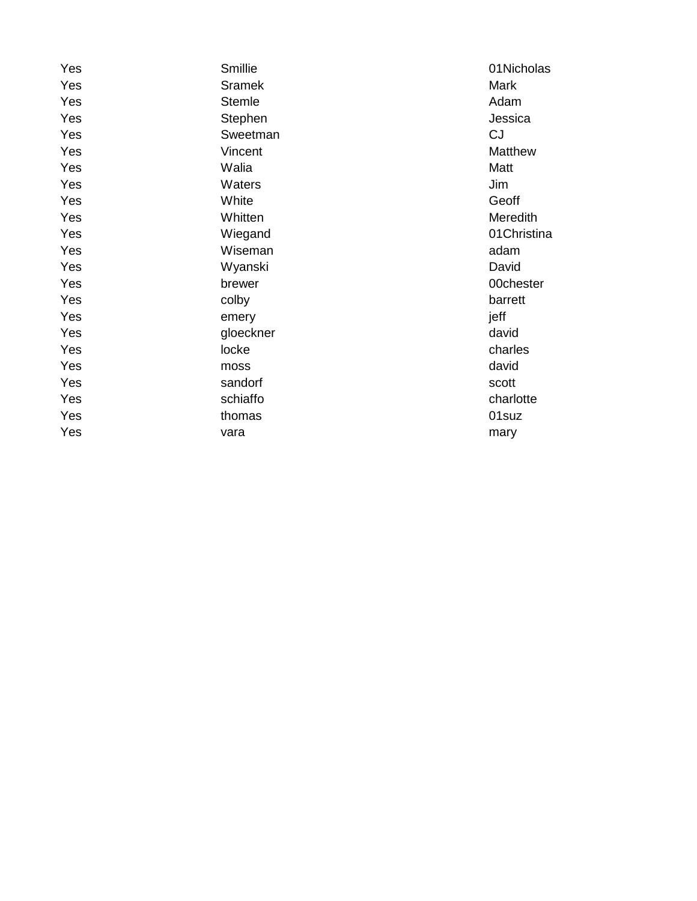| | | |
|---|---|---|
| Yes | Smillie | 01Nicholas |
| Yes | Sramek | Mark |
| Yes | Stemle | Adam |
| Yes | Stephen | Jessica |
| Yes | Sweetman | CJ |
| Yes | Vincent | Matthew |
| Yes | Walia | Matt |
| Yes | Waters | Jim |
| Yes | White | Geoff |
| Yes | Whitten | Meredith |
| Yes | Wiegand | 01Christina |
| Yes | Wiseman | adam |
| Yes | Wyanski | David |
| Yes | brewer | 00chester |
| Yes | colby | barrett |
| Yes | emery | jeff |
| Yes | gloeckner | david |
| Yes | locke | charles |
| Yes | moss | david |
| Yes | sandorf | scott |
| Yes | schiaffo | charlotte |
| Yes | thomas | 01suz |
| Yes | vara | mary |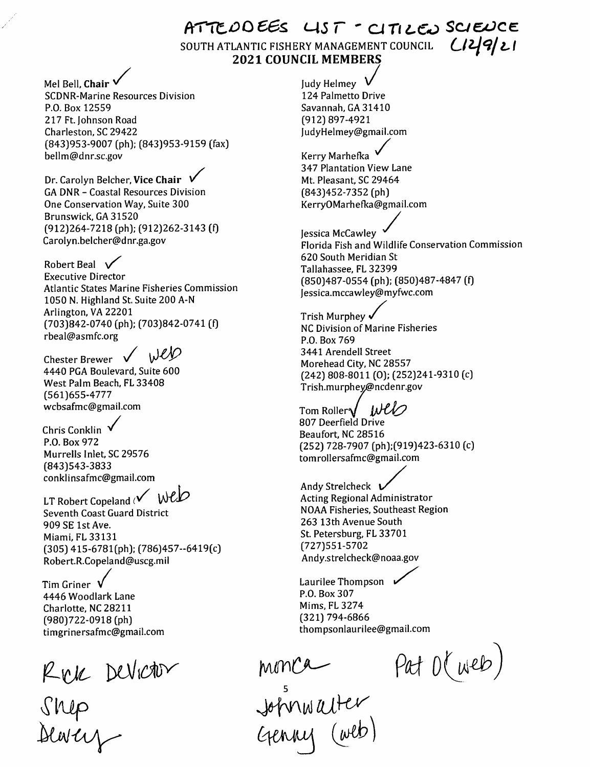ATTENDEES LIST - CITIZEN SCIENCE 12/9/21

SOUTH ATLANTIC FISHERY MANAGEMENT COUNCIL

## 2021 COUNCIL MEMBERS

Mel Bell, **Chair** ✓
SCDNR-Marine Resources Division
P.O. Box 12559
217 Ft. Johnson Road
Charleston, SC 29422
(843)953-9007 (ph); (843)953-9159 (fax)
bellm@dnr.sc.gov

Dr. Carolyn Belcher, **Vice Chair** ✓
GA DNR – Coastal Resources Division
One Conservation Way, Suite 300
Brunswick, GA 31520
(912)264-7218 (ph); (912)262-3143 (f)
Carolyn.belcher@dnr.ga.gov

Robert Beal ✓
Executive Director
Atlantic States Marine Fisheries Commission
1050 N. Highland St. Suite 200 A-N
Arlington, VA 22201
(703)842-0740 (ph); (703)842-0741 (f)
rbeal@asmfc.org

Chester Brewer ✓ web
4440 PGA Boulevard, Suite 600
West Palm Beach, FL 33408
(561)655-4777
wcbsafmc@gmail.com

Chris Conklin ✓
P.O. Box 972
Murrells Inlet, SC 29576
(843)543-3833
conklinsafmc@gmail.com

LT Robert Copeland ✓ web
Seventh Coast Guard District
909 SE 1st Ave.
Miami, FL 33131
(305) 415-6781(ph); (786)457--6419(c)
Robert.R.Copeland@uscg.mil

Tim Griner ✓
4446 Woodlark Lane
Charlotte, NC 28211
(980)722-0918 (ph)
timgrinersafmc@gmail.com

Judy Helmey ✓
124 Palmetto Drive
Savannah, GA 31410
(912) 897-4921
JudyHelmey@gmail.com

Kerry Marhefka ✓
347 Plantation View Lane
Mt. Pleasant, SC 29464
(843)452-7352 (ph)
KerryOMarhefka@gmail.com

Jessica McCawley ✓
Florida Fish and Wildlife Conservation Commission
620 South Meridian St
Tallahassee, FL 32399
(850)487-0554 (ph); (850)487-4847 (f)
Jessica.mccawley@myfwc.com

Trish Murphey ✓
NC Division of Marine Fisheries
P.O. Box 769
3441 Arendell Street
Morehead City, NC 28557
(242) 808-8011 (O); (252)241-9310 (c)
Trish.murphey@ncdenr.gov

Tom Roller ✓ web
807 Deerfield Drive
Beaufort, NC 28516
(252) 728-7907 (ph);(919)423-6310 (c)
tomrollersafmc@gmail.com

Andy Strelcheck ✓
Acting Regional Administrator
NOAA Fisheries, Southeast Region
263 13th Avenue South
St. Petersburg, FL 33701
(727)551-5702
Andy.strelcheck@noaa.gov

Laurilee Thompson ✓
P.O. Box 307
Mims, FL 3274
(321) 794-6866
thompsonlaurilee@gmail.com

Rick DeVictor
Shep
Dewey

Monica
John walter
Genny (web)
Pat O (web)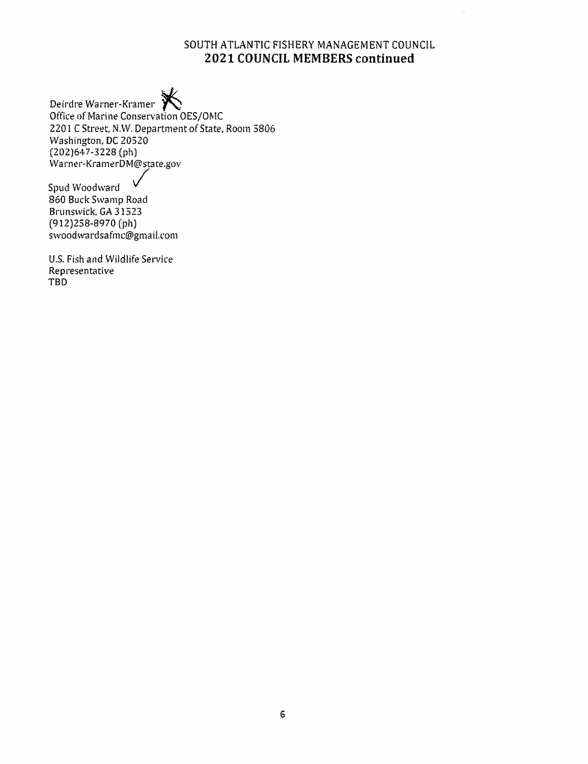SOUTH ATLANTIC FISHERY MANAGEMENT COUNCIL

## 2021 COUNCIL MEMBERS continued

Deirdre Warner-Kramer
Office of Marine Conservation OES/OMC
2201 C Street, N.W. Department of State, Room 5806
Washington, DC 20520
(202)647-3228 (ph)
Warner-KramerDM@state.gov

Spud Woodward
860 Buck Swamp Road
Brunswick, GA 31523
(912)258-8970 (ph)
swoodwardsafmc@gmail.com

U.S. Fish and Wildlife Service
Representative
TBD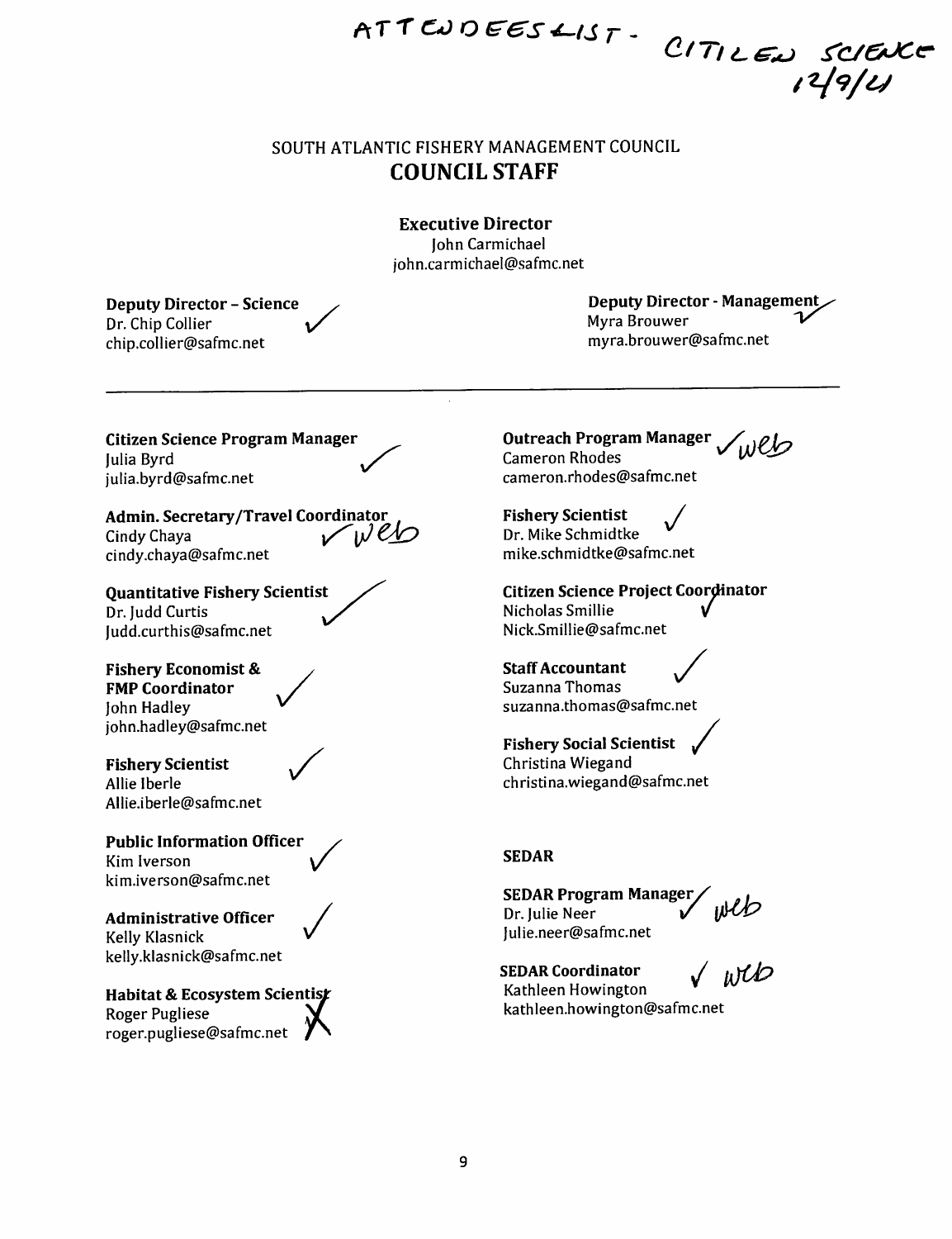ATTENDEES LIST - CITIZEN SCIENCE 12/9/21

# SOUTH ATLANTIC FISHERY MANAGEMENT COUNCIL

## COUNCIL STAFF

**Executive Director**
John Carmichael
john.carmichael@safmc.net

**Deputy Director – Science** ✓
Dr. Chip Collier
chip.collier@safmc.net

**Deputy Director - Management** ✓
Myra Brouwer
myra.brouwer@safmc.net

---

**Citizen Science Program Manager** ✓
Julia Byrd
julia.byrd@safmc.net

**Admin. Secretary/Travel Coordinator** ✓ web
Cindy Chaya
cindy.chaya@safmc.net

**Quantitative Fishery Scientist** ✓
Dr. Judd Curtis
Judd.curthis@safmc.net

**Fishery Economist & FMP Coordinator** ✓
John Hadley
john.hadley@safmc.net

**Fishery Scientist** ✓
Allie Iberle
Allie.iberle@safmc.net

**Public Information Officer** ✓
Kim Iverson
kim.iverson@safmc.net

**Administrative Officer** ✓
Kelly Klasnick
kelly.klasnick@safmc.net

**Habitat & Ecosystem Scientist** X
Roger Pugliese
roger.pugliese@safmc.net

**Outreach Program Manager** ✓ web
Cameron Rhodes
cameron.rhodes@safmc.net

**Fishery Scientist** ✓
Dr. Mike Schmidtke
mike.schmidtke@safmc.net

**Citizen Science Project Coordinator** ✓
Nicholas Smillie
Nick.Smillie@safmc.net

**Staff Accountant** ✓
Suzanna Thomas
suzanna.thomas@safmc.net

**Fishery Social Scientist** ✓
Christina Wiegand
christina.wiegand@safmc.net

**SEDAR**

**SEDAR Program Manager** ✓ web
Dr. Julie Neer
Julie.neer@safmc.net

**SEDAR Coordinator** ✓ web
Kathleen Howington
kathleen.howington@safmc.net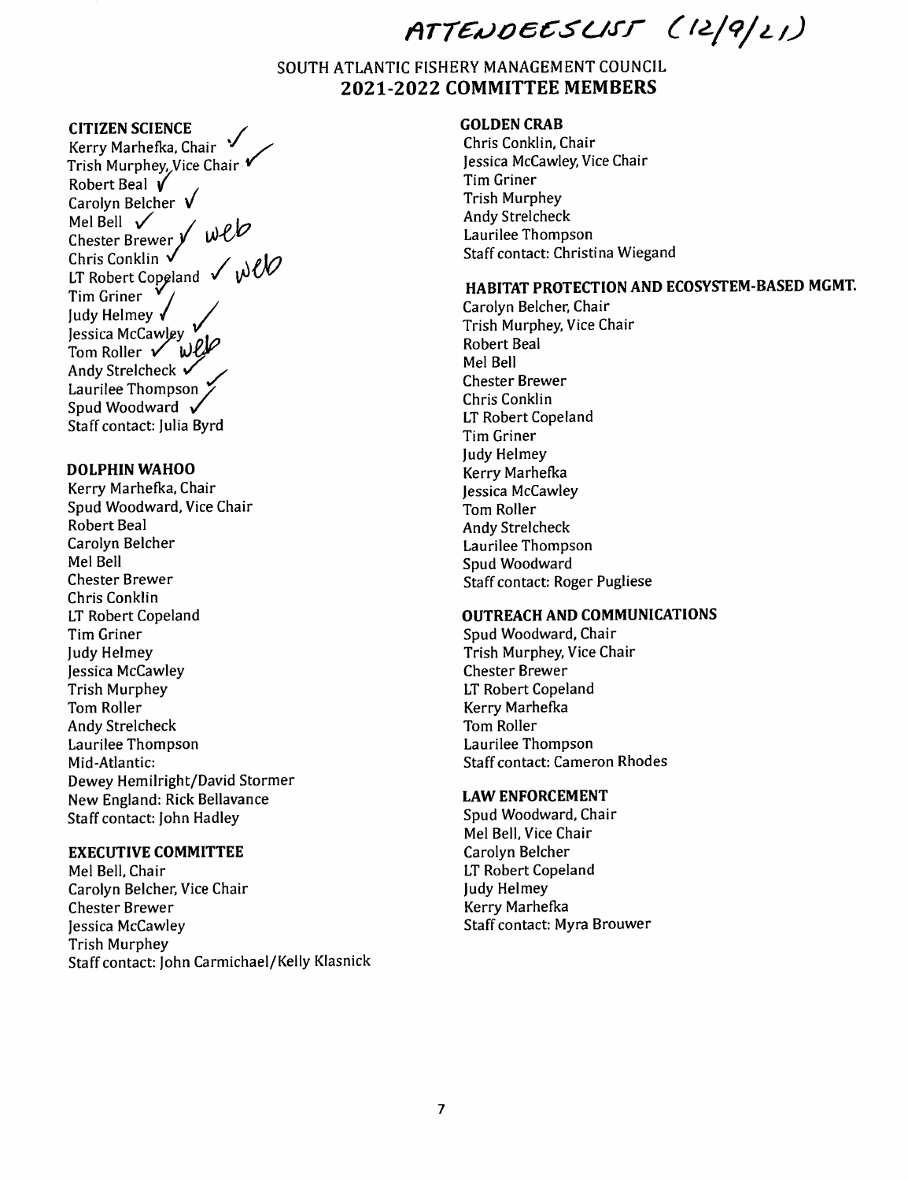ATTENDEES LIST (12/9/21)

# SOUTH ATLANTIC FISHERY MANAGEMENT COUNCIL
## 2021-2022 COMMITTEE MEMBERS

**CITIZEN SCIENCE** ✓

Kerry Marhefka, Chair ✓
Trish Murphey, Vice Chair ✓
Robert Beal ✓
Carolyn Belcher ✓
Mel Bell ✓
Chester Brewer ✓ web
Chris Conklin ✓
LT Robert Copeland ✓ web
Tim Griner ✓
Judy Helmey ✓
Jessica McCawley ✓
Tom Roller ✓ web
Andy Strelcheck ✓
Laurilee Thompson ✓
Spud Woodward ✓
Staff contact: Julia Byrd

**DOLPHIN WAHOO**

Kerry Marhefka, Chair
Spud Woodward, Vice Chair
Robert Beal
Carolyn Belcher
Mel Bell
Chester Brewer
Chris Conklin
LT Robert Copeland
Tim Griner
Judy Helmey
Jessica McCawley
Trish Murphey
Tom Roller
Andy Strelcheck
Laurilee Thompson
Mid-Atlantic:
Dewey Hemilright/David Stormer
New England: Rick Bellavance
Staff contact: John Hadley

**EXECUTIVE COMMITTEE**

Mel Bell, Chair
Carolyn Belcher, Vice Chair
Chester Brewer
Jessica McCawley
Trish Murphey
Staff contact: John Carmichael/Kelly Klasnick

**GOLDEN CRAB**

Chris Conklin, Chair
Jessica McCawley, Vice Chair
Tim Griner
Trish Murphey
Andy Strelcheck
Laurilee Thompson
Staff contact: Christina Wiegand

**HABITAT PROTECTION AND ECOSYSTEM-BASED MGMT.**

Carolyn Belcher, Chair
Trish Murphey, Vice Chair
Robert Beal
Mel Bell
Chester Brewer
Chris Conklin
LT Robert Copeland
Tim Griner
Judy Helmey
Kerry Marhefka
Jessica McCawley
Tom Roller
Andy Strelcheck
Laurilee Thompson
Spud Woodward
Staff contact: Roger Pugliese

**OUTREACH AND COMMUNICATIONS**

Spud Woodward, Chair
Trish Murphey, Vice Chair
Chester Brewer
LT Robert Copeland
Kerry Marhefka
Tom Roller
Laurilee Thompson
Staff contact: Cameron Rhodes

**LAW ENFORCEMENT**

Spud Woodward, Chair
Mel Bell, Vice Chair
Carolyn Belcher
LT Robert Copeland
Judy Helmey
Kerry Marhefka
Staff contact: Myra Brouwer